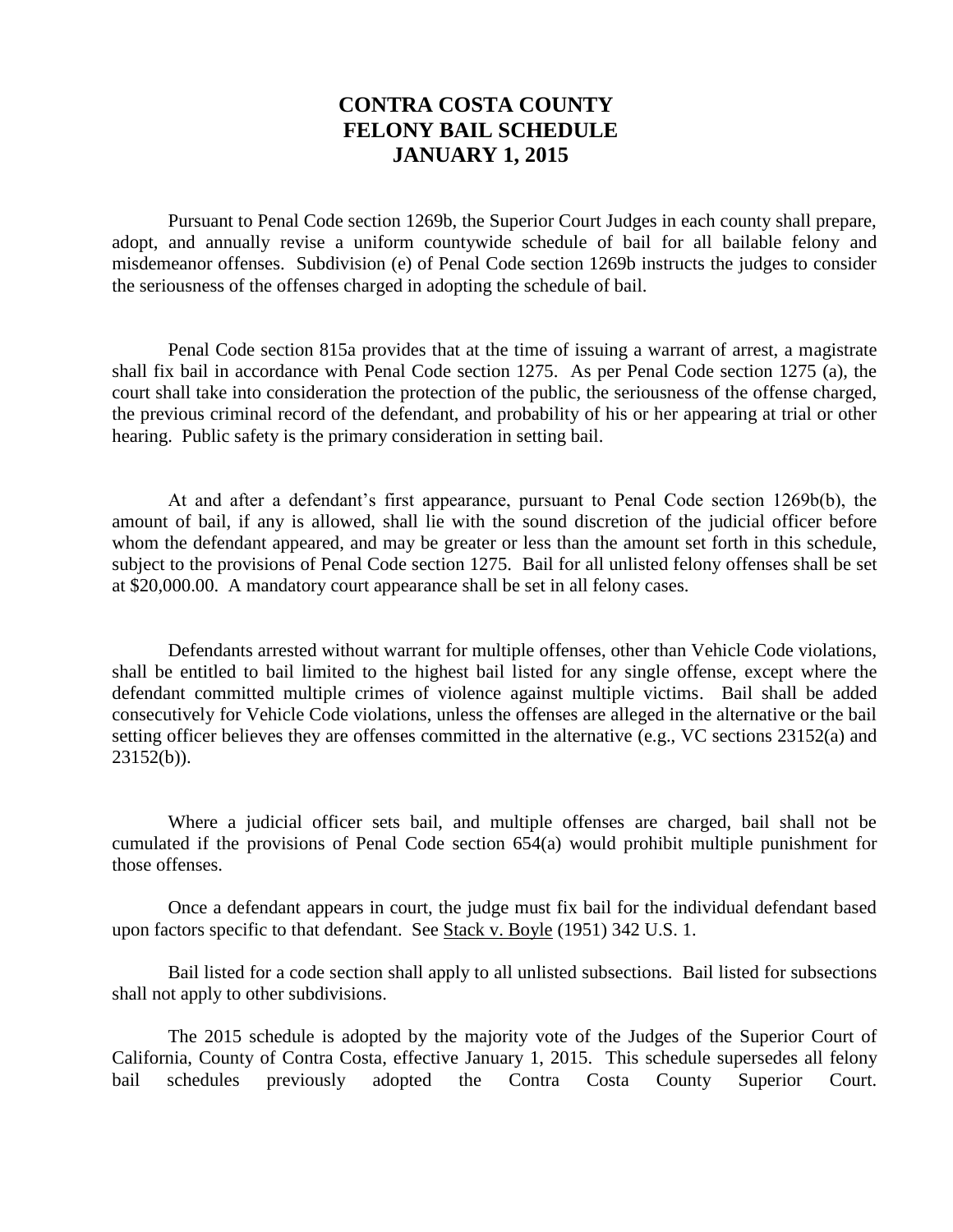# CONTRA COSTA COUNTY FELONY BAIL SCHEDULE JANUARY 1, 2015

Pursuant to Penal Code section 1269b, the Superior Court Judges in each county shall prepare, adopt, and annually revise a uniform countywide schedule of bail for all bailable felony and misdemeanor offenses. Subdivision (e) of Penal Code section 1269b instructs the judges to consider the seriousness of the offenses charged in adopting the schedule of bail.

Penal Code section 815a provides that at the time of issuing a warrant of arrest, a magistrate shall fix bail in accordance with Penal Code section 1275. As per Penal Code section 1275 (a), the court shall take into consideration the protection of the public, the seriousness of the offense charged, the previous criminal record of the defendant, and probability of his or her appearing at trial or other hearing. Public safety is the primary consideration in setting bail.

At and after a defendant's first appearance, pursuant to Penal Code section 1269b(b), the amount of bail, if any is allowed, shall lie with the sound discretion of the judicial officer before whom the defendant appeared, and may be greater or less than the amount set forth in this schedule, subject to the provisions of Penal Code section 1275. Bail for all unlisted felony offenses shall be set at $20,000.00. A mandatory court appearance shall be set in all felony cases.

Defendants arrested without warrant for multiple offenses, other than Vehicle Code violations, shall be entitled to bail limited to the highest bail listed for any single offense, except where the defendant committed multiple crimes of violence against multiple victims. Bail shall be added consecutively for Vehicle Code violations, unless the offenses are alleged in the alternative or the bail setting officer believes they are offenses committed in the alternative (e.g., VC sections 23152(a) and 23152(b)).

Where a judicial officer sets bail, and multiple offenses are charged, bail shall not be cumulated if the provisions of Penal Code section 654(a) would prohibit multiple punishment for those offenses.

Once a defendant appears in court, the judge must fix bail for the individual defendant based upon factors specific to that defendant. See Stack v. Boyle (1951) 342 U.S. 1.

Bail listed for a code section shall apply to all unlisted subsections. Bail listed for subsections shall not apply to other subdivisions.

The 2015 schedule is adopted by the majority vote of the Judges of the Superior Court of California, County of Contra Costa, effective January 1, 2015. This schedule supersedes all felony bail schedules previously adopted the Contra Costa County Superior Court.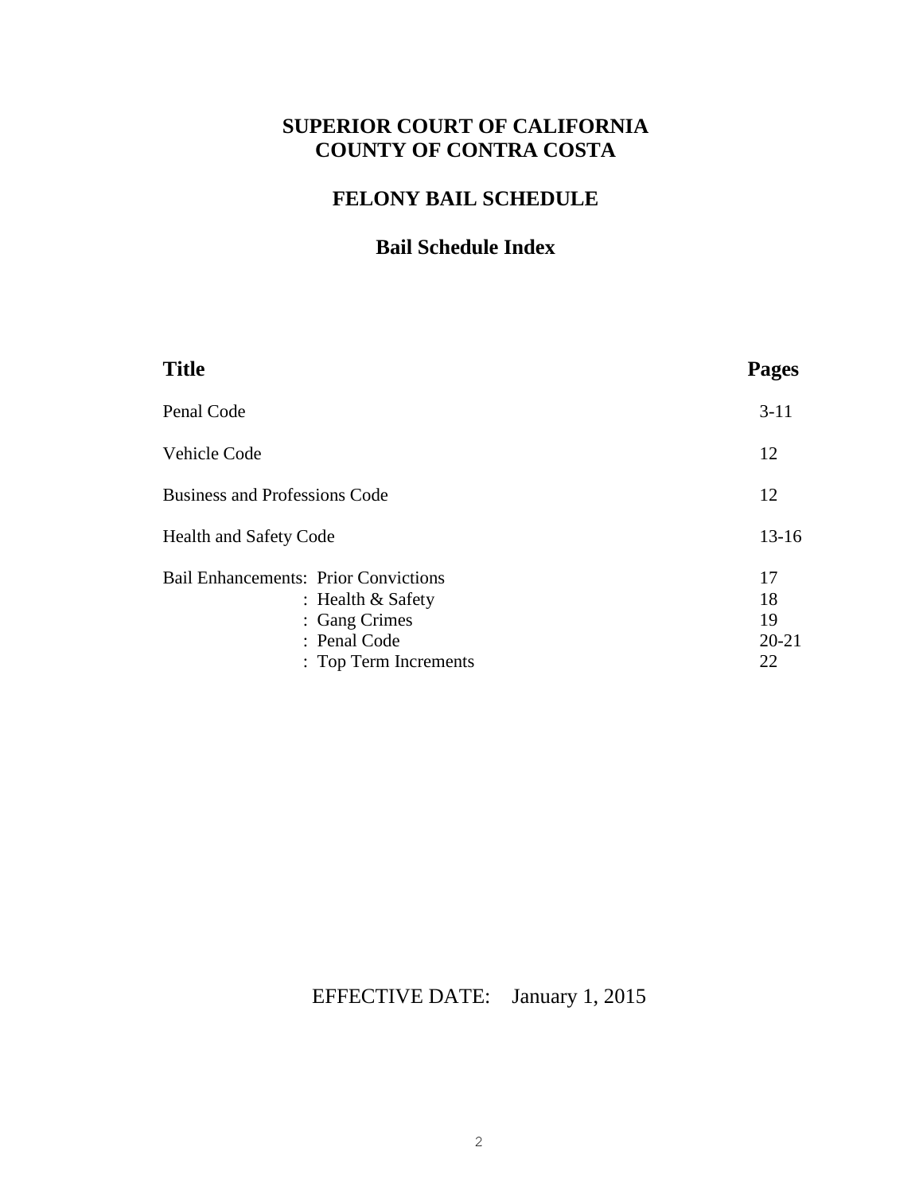# SUPERIOR COURT OF CALIFORNIA
# COUNTY OF CONTRA COSTA

## FELONY BAIL SCHEDULE

### Bail Schedule Index

| Title | Pages |
|---|---|
| Penal Code | 3-11 |
| Vehicle Code | 12 |
| Business and Professions Code | 12 |
| Health and Safety Code | 13-16 |
| Bail Enhancements: Prior Convictions | 17 |
| : Health & Safety | 18 |
| : Gang Crimes | 19 |
| : Penal Code | 20-21 |
| : Top Term Increments | 22 |

EFFECTIVE DATE: January 1, 2015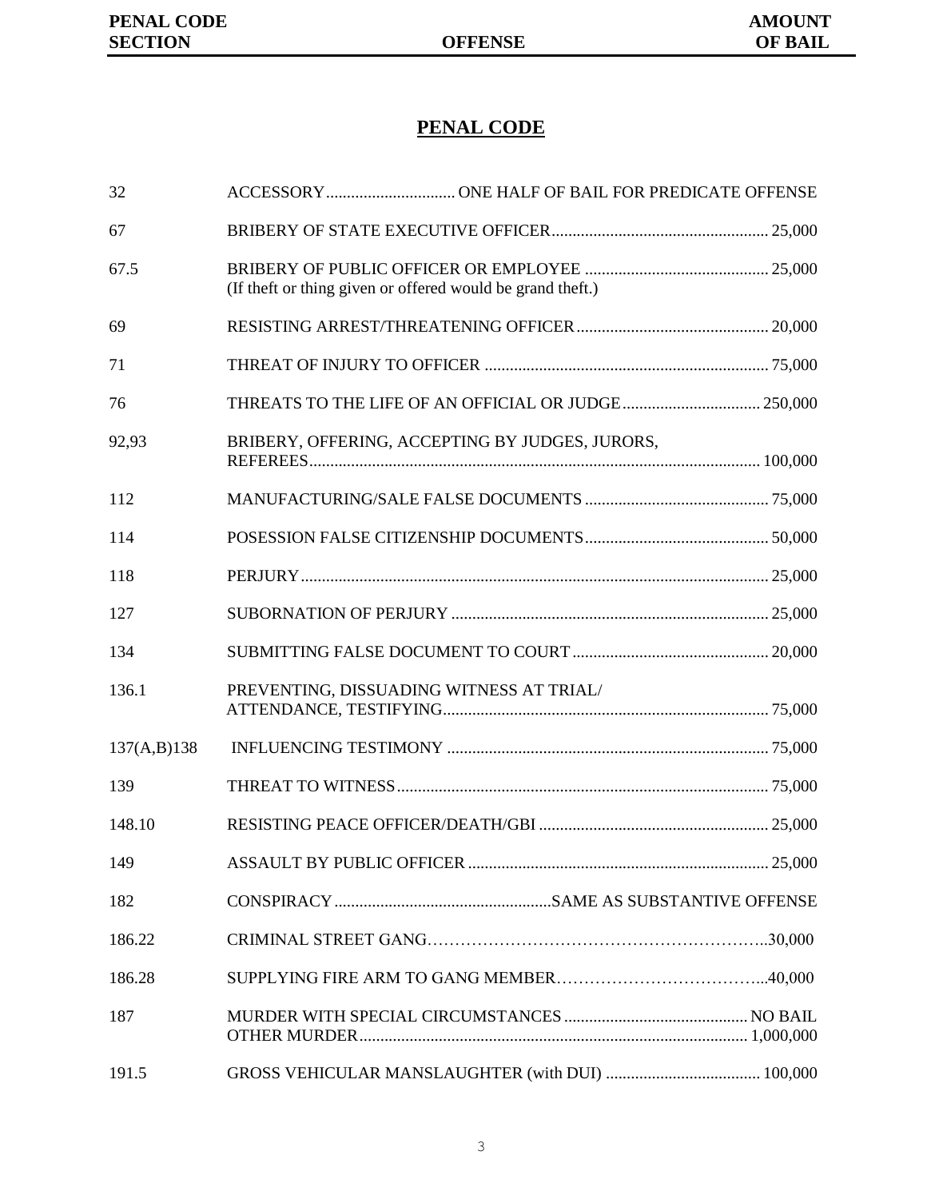## PENAL CODE

| PENAL CODE SECTION | OFFENSE | AMOUNT OF BAIL |
|---|---|---|
| 32 | ACCESSORY | ONE HALF OF BAIL FOR PREDICATE OFFENSE |
| 67 | BRIBERY OF STATE EXECUTIVE OFFICER | 25,000 |
| 67.5 | BRIBERY OF PUBLIC OFFICER OR EMPLOYEE (If theft or thing given or offered would be grand theft.) | 25,000 |
| 69 | RESISTING ARREST/THREATENING OFFICER | 20,000 |
| 71 | THREAT OF INJURY TO OFFICER | 75,000 |
| 76 | THREATS TO THE LIFE OF AN OFFICIAL OR JUDGE | 250,000 |
| 92,93 | BRIBERY, OFFERING, ACCEPTING BY JUDGES, JURORS, REFEREES | 100,000 |
| 112 | MANUFACTURING/SALE FALSE DOCUMENTS | 75,000 |
| 114 | POSESSION FALSE CITIZENSHIP DOCUMENTS | 50,000 |
| 118 | PERJURY | 25,000 |
| 127 | SUBORNATION OF PERJURY | 25,000 |
| 134 | SUBMITTING FALSE DOCUMENT TO COURT | 20,000 |
| 136.1 | PREVENTING, DISSUADING WITNESS AT TRIAL/ ATTENDANCE, TESTIFYING | 75,000 |
| 137(A,B)138 | INFLUENCING TESTIMONY | 75,000 |
| 139 | THREAT TO WITNESS | 75,000 |
| 148.10 | RESISTING PEACE OFFICER/DEATH/GBI | 25,000 |
| 149 | ASSAULT BY PUBLIC OFFICER | 25,000 |
| 182 | CONSPIRACY | SAME AS SUBSTANTIVE OFFENSE |
| 186.22 | CRIMINAL STREET GANG | 30,000 |
| 186.28 | SUPPLYING FIRE ARM TO GANG MEMBER | 40,000 |
| 187 | MURDER WITH SPECIAL CIRCUMSTANCES | NO BAIL |
| | OTHER MURDER | 1,000,000 |
| 191.5 | GROSS VEHICULAR MANSLAUGHTER (with DUI) | 100,000 |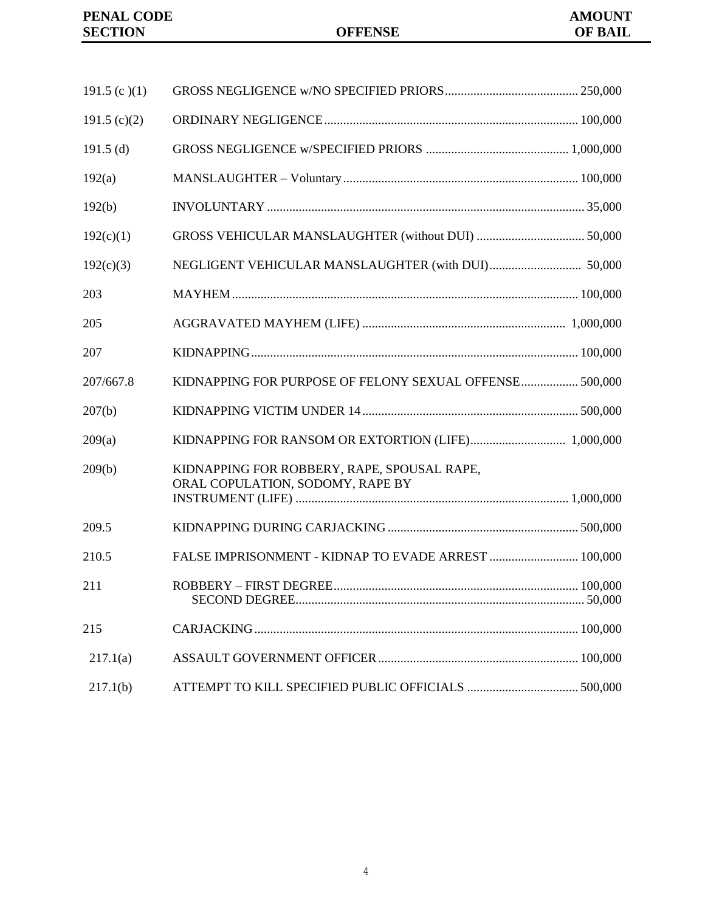| PENAL CODE SECTION | OFFENSE | AMOUNT OF BAIL |
|---|---|---|
| 191.5 (c )(1) | GROSS NEGLIGENCE w/NO SPECIFIED PRIORS | 250,000 |
| 191.5 (c)(2) | ORDINARY NEGLIGENCE | 100,000 |
| 191.5 (d) | GROSS NEGLIGENCE w/SPECIFIED PRIORS | 1,000,000 |
| 192(a) | MANSLAUGHTER – Voluntary | 100,000 |
| 192(b) | INVOLUNTARY | 35,000 |
| 192(c)(1) | GROSS VEHICULAR MANSLAUGHTER (without DUI) | 50,000 |
| 192(c)(3) | NEGLIGENT VEHICULAR MANSLAUGHTER (with DUI) | 50,000 |
| 203 | MAYHEM | 100,000 |
| 205 | AGGRAVATED MAYHEM (LIFE) | 1,000,000 |
| 207 | KIDNAPPING | 100,000 |
| 207/667.8 | KIDNAPPING FOR PURPOSE OF FELONY SEXUAL OFFENSE | 500,000 |
| 207(b) | KIDNAPPING VICTIM UNDER 14 | 500,000 |
| 209(a) | KIDNAPPING FOR RANSOM OR EXTORTION (LIFE) | 1,000,000 |
| 209(b) | KIDNAPPING FOR ROBBERY, RAPE, SPOUSAL RAPE, ORAL COPULATION, SODOMY, RAPE BY INSTRUMENT (LIFE) | 1,000,000 |
| 209.5 | KIDNAPPING DURING CARJACKING | 500,000 |
| 210.5 | FALSE IMPRISONMENT - KIDNAP TO EVADE ARREST | 100,000 |
| 211 | ROBBERY – FIRST DEGREE | 100,000 |
| | SECOND DEGREE | 50,000 |
| 215 | CARJACKING | 100,000 |
| 217.1(a) | ASSAULT GOVERNMENT OFFICER | 100,000 |
| 217.1(b) | ATTEMPT TO KILL SPECIFIED PUBLIC OFFICIALS | 500,000 |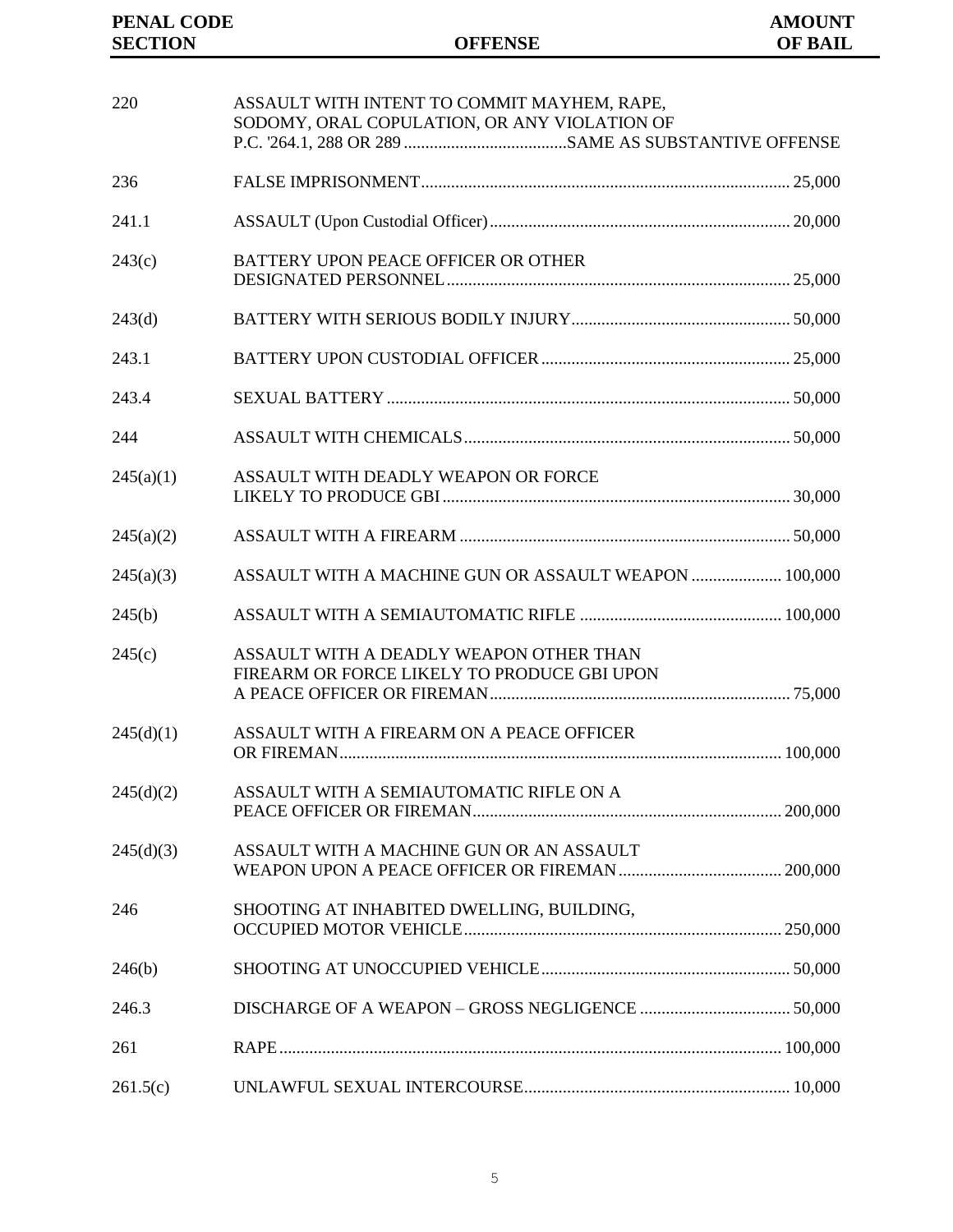| PENAL CODE SECTION | OFFENSE | AMOUNT OF BAIL |
|---|---|---|
| 220 | ASSAULT WITH INTENT TO COMMIT MAYHEM, RAPE, SODOMY, ORAL COPULATION, OR ANY VIOLATION OF P.C. '264.1, 288 OR 289 | SAME AS SUBSTANTIVE OFFENSE |
| 236 | FALSE IMPRISONMENT | 25,000 |
| 241.1 | ASSAULT (Upon Custodial Officer) | 20,000 |
| 243(c) | BATTERY UPON PEACE OFFICER OR OTHER DESIGNATED PERSONNEL | 25,000 |
| 243(d) | BATTERY WITH SERIOUS BODILY INJURY | 50,000 |
| 243.1 | BATTERY UPON CUSTODIAL OFFICER | 25,000 |
| 243.4 | SEXUAL BATTERY | 50,000 |
| 244 | ASSAULT WITH CHEMICALS | 50,000 |
| 245(a)(1) | ASSAULT WITH DEADLY WEAPON OR FORCE LIKELY TO PRODUCE GBI | 30,000 |
| 245(a)(2) | ASSAULT WITH A FIREARM | 50,000 |
| 245(a)(3) | ASSAULT WITH A MACHINE GUN OR ASSAULT WEAPON | 100,000 |
| 245(b) | ASSAULT WITH A SEMIAUTOMATIC RIFLE | 100,000 |
| 245(c) | ASSAULT WITH A DEADLY WEAPON OTHER THAN FIREARM OR FORCE LIKELY TO PRODUCE GBI UPON A PEACE OFFICER OR FIREMAN | 75,000 |
| 245(d)(1) | ASSAULT WITH A FIREARM ON A PEACE OFFICER OR FIREMAN | 100,000 |
| 245(d)(2) | ASSAULT WITH A SEMIAUTOMATIC RIFLE ON A PEACE OFFICER OR FIREMAN | 200,000 |
| 245(d)(3) | ASSAULT WITH A MACHINE GUN OR AN ASSAULT WEAPON UPON A PEACE OFFICER OR FIREMAN | 200,000 |
| 246 | SHOOTING AT INHABITED DWELLING, BUILDING, OCCUPIED MOTOR VEHICLE | 250,000 |
| 246(b) | SHOOTING AT UNOCCUPIED VEHICLE | 50,000 |
| 246.3 | DISCHARGE OF A WEAPON – GROSS NEGLIGENCE | 50,000 |
| 261 | RAPE | 100,000 |
| 261.5(c) | UNLAWFUL SEXUAL INTERCOURSE | 10,000 |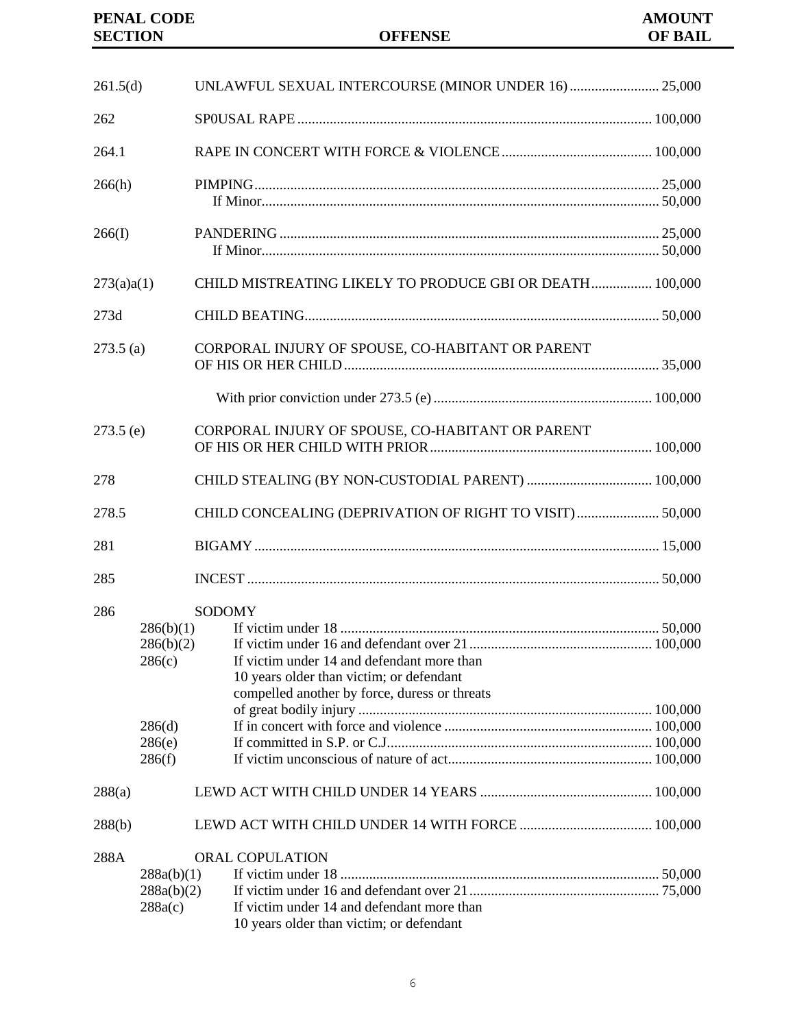| PENAL CODE SECTION | OFFENSE | AMOUNT OF BAIL |
|---|---|---|
| 261.5(d) | UNLAWFUL SEXUAL INTERCOURSE (MINOR UNDER 16) | 25,000 |
| 262 | SP0USAL RAPE | 100,000 |
| 264.1 | RAPE IN CONCERT WITH FORCE & VIOLENCE | 100,000 |
| 266(h) | PIMPING | 25,000 |
| | If Minor | 50,000 |
| 266(I) | PANDERING | 25,000 |
| | If Minor | 50,000 |
| 273(a)a(1) | CHILD MISTREATING LIKELY TO PRODUCE GBI OR DEATH | 100,000 |
| 273d | CHILD BEATING | 50,000 |
| 273.5 (a) | CORPORAL INJURY OF SPOUSE, CO-HABITANT OR PARENT OF HIS OR HER CHILD | 35,000 |
| | With prior conviction under 273.5 (e) | 100,000 |
| 273.5 (e) | CORPORAL INJURY OF SPOUSE, CO-HABITANT OR PARENT OF HIS OR HER CHILD WITH PRIOR | 100,000 |
| 278 | CHILD STEALING (BY NON-CUSTODIAL PARENT) | 100,000 |
| 278.5 | CHILD CONCEALING (DEPRIVATION OF RIGHT TO VISIT) | 50,000 |
| 281 | BIGAMY | 15,000 |
| 285 | INCEST | 50,000 |
| 286 | SODOMY | |
| 286(b)(1) | If victim under 18 | 50,000 |
| 286(b)(2) | If victim under 16 and defendant over 21 | 100,000 |
| 286(c) | If victim under 14 and defendant more than 10 years older than victim; or defendant compelled another by force, duress or threats of great bodily injury | 100,000 |
| 286(d) | If in concert with force and violence | 100,000 |
| 286(e) | If committed in S.P. or C.J. | 100,000 |
| 286(f) | If victim unconscious of nature of act | 100,000 |
| 288(a) | LEWD ACT WITH CHILD UNDER 14 YEARS | 100,000 |
| 288(b) | LEWD ACT WITH CHILD UNDER 14 WITH FORCE | 100,000 |
| 288A | ORAL COPULATION | |
| 288a(b)(1) | If victim under 18 | 50,000 |
| 288a(b)(2) | If victim under 16 and defendant over 21 | 75,000 |
| 288a(c) | If victim under 14 and defendant more than 10 years older than victim; or defendant | |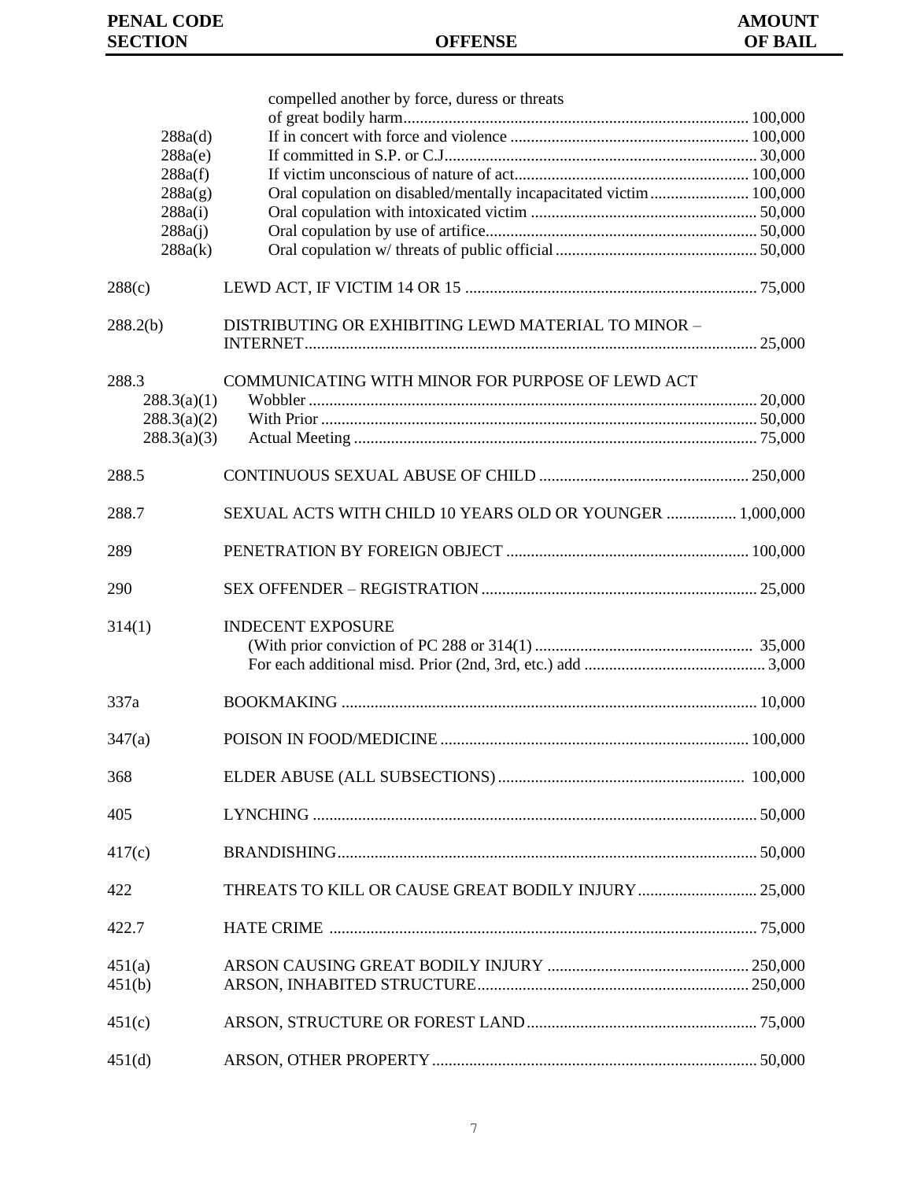| PENAL CODE SECTION | OFFENSE | AMOUNT OF BAIL |
|---|---|---|
| | compelled another by force, duress or threats of great bodily harm | 100,000 |
| 288a(d) | If in concert with force and violence | 100,000 |
| 288a(e) | If committed in S.P. or C.J. | 30,000 |
| 288a(f) | If victim unconscious of nature of act | 100,000 |
| 288a(g) | Oral copulation on disabled/mentally incapacitated victim | 100,000 |
| 288a(i) | Oral copulation with intoxicated victim | 50,000 |
| 288a(j) | Oral copulation by use of artifice | 50,000 |
| 288a(k) | Oral copulation w/ threats of public official | 50,000 |
| 288(c) | LEWD ACT, IF VICTIM 14 OR 15 | 75,000 |
| 288.2(b) | DISTRIBUTING OR EXHIBITING LEWD MATERIAL TO MINOR – INTERNET | 25,000 |
| 288.3 | COMMUNICATING WITH MINOR FOR PURPOSE OF LEWD ACT | |
| 288.3(a)(1) | Wobbler | 20,000 |
| 288.3(a)(2) | With Prior | 50,000 |
| 288.3(a)(3) | Actual Meeting | 75,000 |
| 288.5 | CONTINUOUS SEXUAL ABUSE OF CHILD | 250,000 |
| 288.7 | SEXUAL ACTS WITH CHILD 10 YEARS OLD OR YOUNGER | 1,000,000 |
| 289 | PENETRATION BY FOREIGN OBJECT | 100,000 |
| 290 | SEX OFFENDER – REGISTRATION | 25,000 |
| 314(1) | INDECENT EXPOSURE | |
| | (With prior conviction of PC 288 or 314(1) | 35,000 |
| | For each additional misd. Prior (2nd, 3rd, etc.) add | 3,000 |
| 337a | BOOKMAKING | 10,000 |
| 347(a) | POISON IN FOOD/MEDICINE | 100,000 |
| 368 | ELDER ABUSE (ALL SUBSECTIONS) | 100,000 |
| 405 | LYNCHING | 50,000 |
| 417(c) | BRANDISHING | 50,000 |
| 422 | THREATS TO KILL OR CAUSE GREAT BODILY INJURY | 25,000 |
| 422.7 | HATE CRIME | 75,000 |
| 451(a) | ARSON CAUSING GREAT BODILY INJURY | 250,000 |
| 451(b) | ARSON, INHABITED STRUCTURE | 250,000 |
| 451(c) | ARSON, STRUCTURE OR FOREST LAND | 75,000 |
| 451(d) | ARSON, OTHER PROPERTY | 50,000 |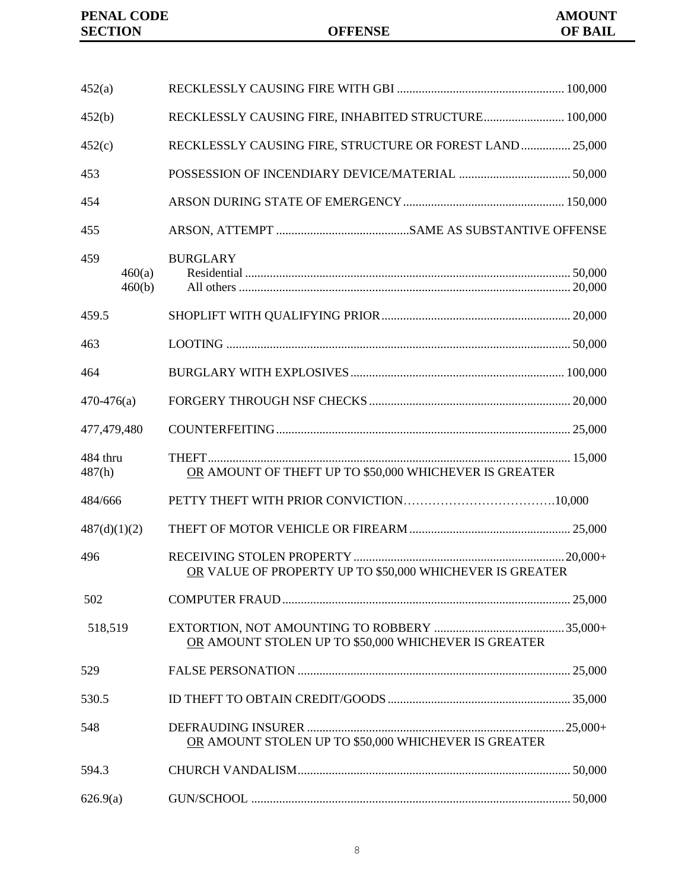| PENAL CODE SECTION | OFFENSE | AMOUNT OF BAIL |
|---|---|---|
| 452(a) | RECKLESSLY CAUSING FIRE WITH GBI | 100,000 |
| 452(b) | RECKLESSLY CAUSING FIRE, INHABITED STRUCTURE | 100,000 |
| 452(c) | RECKLESSLY CAUSING FIRE, STRUCTURE OR FOREST LAND | 25,000 |
| 453 | POSSESSION OF INCENDIARY DEVICE/MATERIAL | 50,000 |
| 454 | ARSON DURING STATE OF EMERGENCY | 150,000 |
| 455 | ARSON, ATTEMPT | SAME AS SUBSTANTIVE OFFENSE |
| 459 | BURGLARY | |
| 460(a) | Residential | 50,000 |
| 460(b) | All others | 20,000 |
| 459.5 | SHOPLIFT WITH QUALIFYING PRIOR | 20,000 |
| 463 | LOOTING | 50,000 |
| 464 | BURGLARY WITH EXPLOSIVES | 100,000 |
| 470-476(a) | FORGERY THROUGH NSF CHECKS | 20,000 |
| 477,479,480 | COUNTERFEITING | 25,000 |
| 484 thru 487(h) | THEFT<br>OR AMOUNT OF THEFT UP TO $50,000 WHICHEVER IS GREATER | 15,000 |
| 484/666 | PETTY THEFT WITH PRIOR CONVICTION | 10,000 |
| 487(d)(1)(2) | THEFT OF MOTOR VEHICLE OR FIREARM | 25,000 |
| 496 | RECEIVING STOLEN PROPERTY<br>OR VALUE OF PROPERTY UP TO $50,000 WHICHEVER IS GREATER | 20,000+ |
| 502 | COMPUTER FRAUD | 25,000 |
| 518,519 | EXTORTION, NOT AMOUNTING TO ROBBERY<br>OR AMOUNT STOLEN UP TO $50,000 WHICHEVER IS GREATER | 35,000+ |
| 529 | FALSE PERSONATION | 25,000 |
| 530.5 | ID THEFT TO OBTAIN CREDIT/GOODS | 35,000 |
| 548 | DEFRAUDING INSURER<br>OR AMOUNT STOLEN UP TO $50,000 WHICHEVER IS GREATER | 25,000+ |
| 594.3 | CHURCH VANDALISM | 50,000 |
| 626.9(a) | GUN/SCHOOL | 50,000 |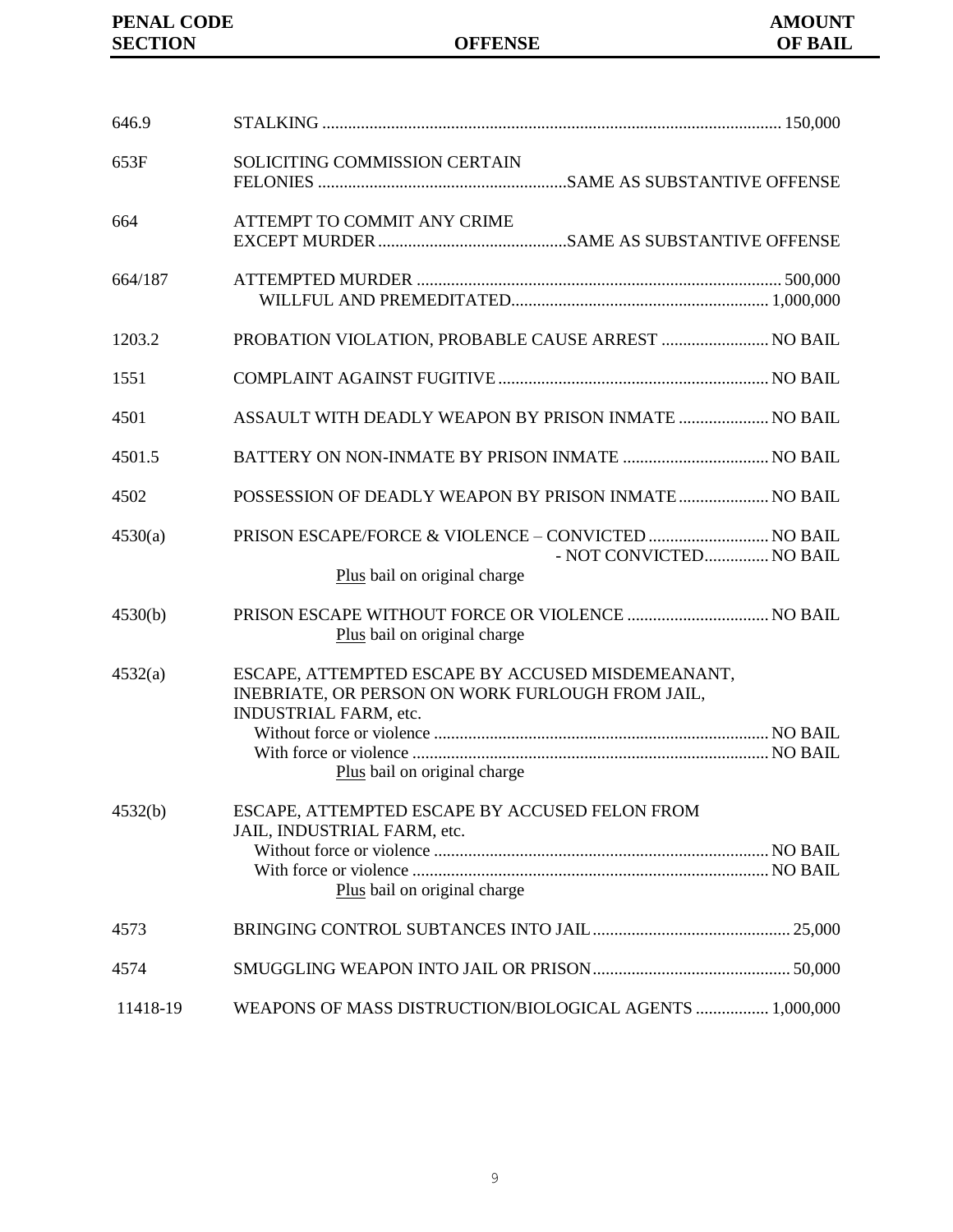| PENAL CODE SECTION | OFFENSE | AMOUNT OF BAIL |
|---|---|---|
| 646.9 | STALKING | 150,000 |
| 653F | SOLICITING COMMISSION CERTAIN FELONIES | SAME AS SUBSTANTIVE OFFENSE |
| 664 | ATTEMPT TO COMMIT ANY CRIME EXCEPT MURDER | SAME AS SUBSTANTIVE OFFENSE |
| 664/187 | ATTEMPTED MURDER | 500,000 |
| | WILLFUL AND PREMEDITATED | 1,000,000 |
| 1203.2 | PROBATION VIOLATION, PROBABLE CAUSE ARREST | NO BAIL |
| 1551 | COMPLAINT AGAINST FUGITIVE | NO BAIL |
| 4501 | ASSAULT WITH DEADLY WEAPON BY PRISON INMATE | NO BAIL |
| 4501.5 | BATTERY ON NON-INMATE BY PRISON INMATE | NO BAIL |
| 4502 | POSSESSION OF DEADLY WEAPON BY PRISON INMATE | NO BAIL |
| 4530(a) | PRISON ESCAPE/FORCE & VIOLENCE – CONVICTED | NO BAIL |
| | - NOT CONVICTED | NO BAIL |
| | Plus bail on original charge | |
| 4530(b) | PRISON ESCAPE WITHOUT FORCE OR VIOLENCE | NO BAIL |
| | Plus bail on original charge | |
| 4532(a) | ESCAPE, ATTEMPTED ESCAPE BY ACCUSED MISDEMEANANT, INEBRIATE, OR PERSON ON WORK FURLOUGH FROM JAIL, INDUSTRIAL FARM, etc. | |
| | Without force or violence | NO BAIL |
| | With force or violence | NO BAIL |
| | Plus bail on original charge | |
| 4532(b) | ESCAPE, ATTEMPTED ESCAPE BY ACCUSED FELON FROM JAIL, INDUSTRIAL FARM, etc. | |
| | Without force or violence | NO BAIL |
| | With force or violence | NO BAIL |
| | Plus bail on original charge | |
| 4573 | BRINGING CONTROL SUBTANCES INTO JAIL | 25,000 |
| 4574 | SMUGGLING WEAPON INTO JAIL OR PRISON | 50,000 |
| 11418-19 | WEAPONS OF MASS DISTRUCTION/BIOLOGICAL AGENTS | 1,000,000 |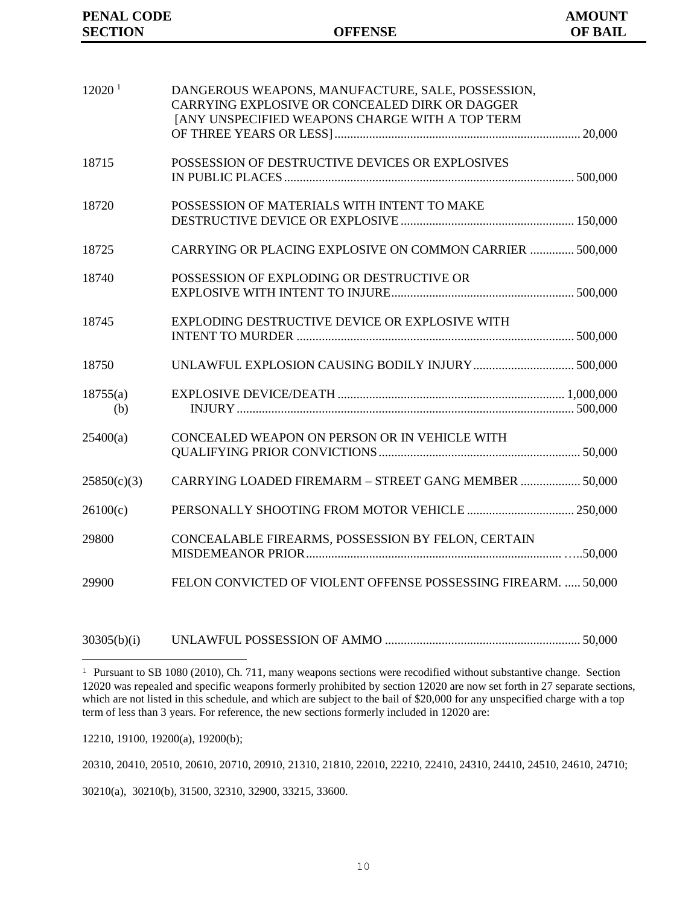| PENAL CODE SECTION | OFFENSE | AMOUNT OF BAIL |
|---|---|---|
| 12020 [1] | DANGEROUS WEAPONS, MANUFACTURE, SALE, POSSESSION, CARRYING EXPLOSIVE OR CONCEALED DIRK OR DAGGER [ANY UNSPECIFIED WEAPONS CHARGE WITH A TOP TERM OF THREE YEARS OR LESS] | 20,000 |
| 18715 | POSSESSION OF DESTRUCTIVE DEVICES OR EXPLOSIVES IN PUBLIC PLACES | 500,000 |
| 18720 | POSSESSION OF MATERIALS WITH INTENT TO MAKE DESTRUCTIVE DEVICE OR EXPLOSIVE | 150,000 |
| 18725 | CARRYING OR PLACING EXPLOSIVE ON COMMON CARRIER | 500,000 |
| 18740 | POSSESSION OF EXPLODING OR DESTRUCTIVE OR EXPLOSIVE WITH INTENT TO INJURE | 500,000 |
| 18745 | EXPLODING DESTRUCTIVE DEVICE OR EXPLOSIVE WITH INTENT TO MURDER | 500,000 |
| 18750 | UNLAWFUL EXPLOSION CAUSING BODILY INJURY | 500,000 |
| 18755(a) | EXPLOSIVE DEVICE/DEATH | 1,000,000 |
| (b) | INJURY | 500,000 |
| 25400(a) | CONCEALED WEAPON ON PERSON OR IN VEHICLE WITH QUALIFYING PRIOR CONVICTIONS | 50,000 |
| 25850(c)(3) | CARRYING LOADED FIREMARM – STREET GANG MEMBER | 50,000 |
| 26100(c) | PERSONALLY SHOOTING FROM MOTOR VEHICLE | 250,000 |
| 29800 | CONCEALABLE FIREARMS, POSSESSION BY FELON, CERTAIN MISDEMEANOR PRIOR | 50,000 |
| 29900 | FELON CONVICTED OF VIOLENT OFFENSE POSSESSING FIREARM. | 50,000 |
| 30305(b)(i) | UNLAWFUL POSSESSION OF AMMO | 50,000 |

[1] Pursuant to SB 1080 (2010), Ch. 711, many weapons sections were recodified without substantive change. Section 12020 was repealed and specific weapons formerly prohibited by section 12020 are now set forth in 27 separate sections, which are not listed in this schedule, and which are subject to the bail of $20,000 for any unspecified charge with a top term of less than 3 years. For reference, the new sections formerly included in 12020 are:

12210, 19100, 19200(a), 19200(b);

20310, 20410, 20510, 20610, 20710, 20910, 21310, 21810, 22010, 22210, 22410, 24310, 24410, 24510, 24610, 24710;

30210(a), 30210(b), 31500, 32310, 32900, 33215, 33600.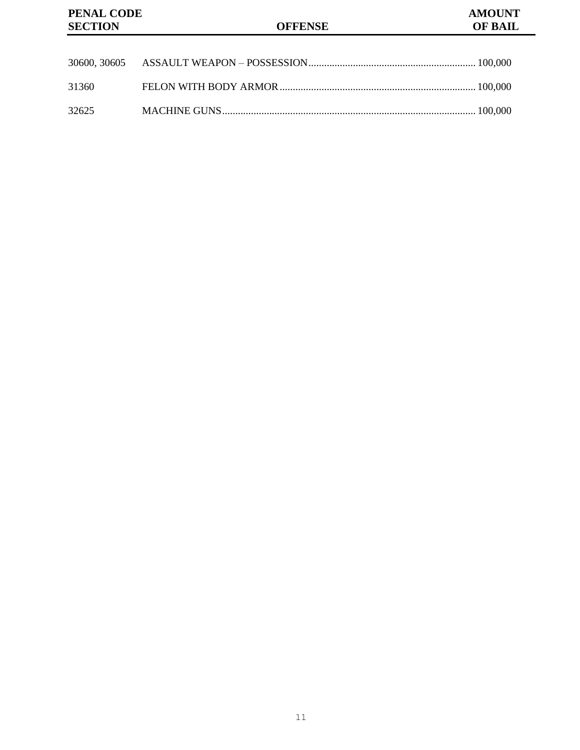| PENAL CODE SECTION | OFFENSE | AMOUNT OF BAIL |
|---|---|---|
| 30600, 30605 | ASSAULT WEAPON – POSSESSION | 100,000 |
| 31360 | FELON WITH BODY ARMOR | 100,000 |
| 32625 | MACHINE GUNS | 100,000 |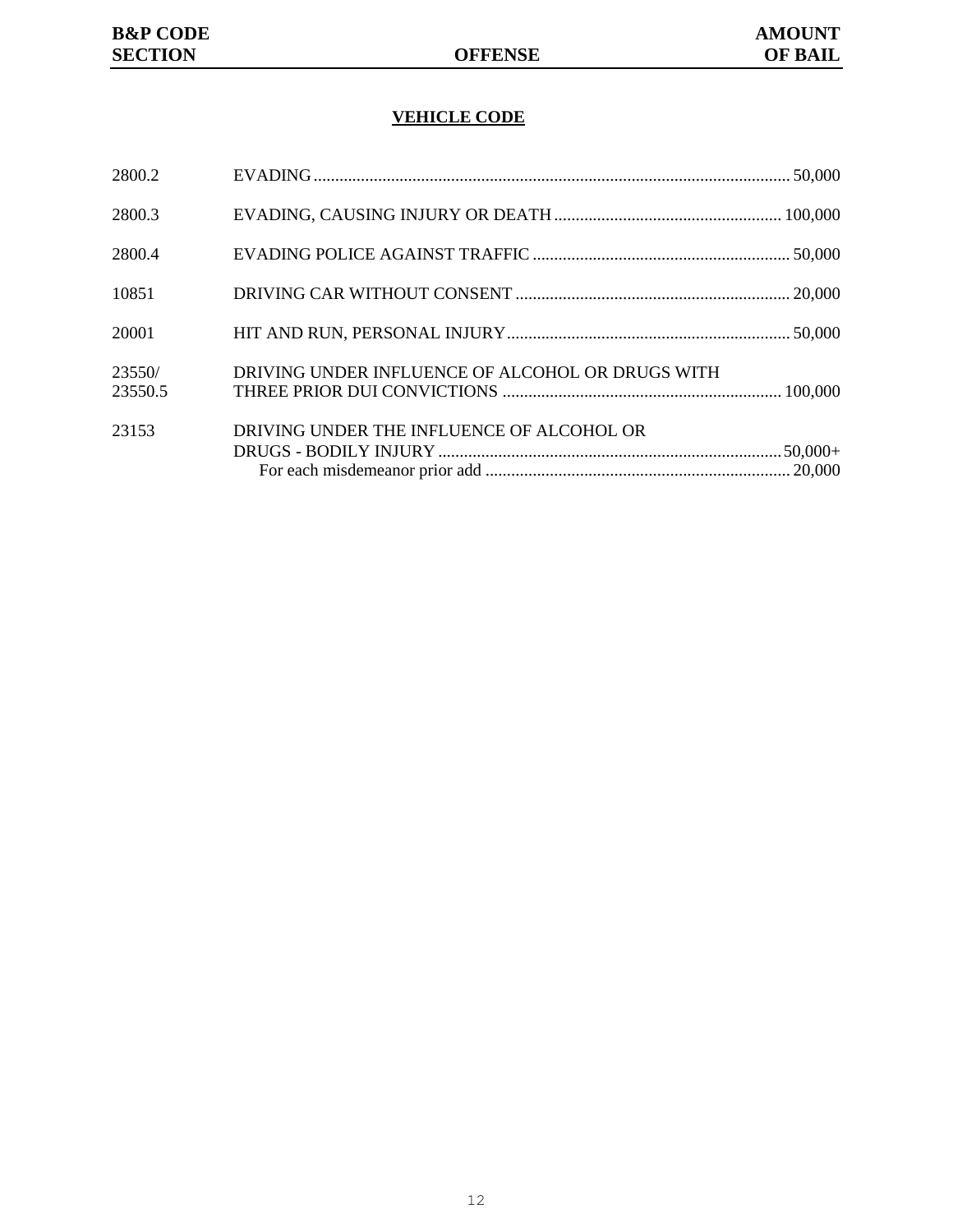| B&P CODE SECTION | OFFENSE | AMOUNT OF BAIL |
|---|---|---|

## VEHICLE CODE

| B&P CODE SECTION | OFFENSE | AMOUNT OF BAIL |
|---|---|---|
| 2800.2 | EVADING | 50,000 |
| 2800.3 | EVADING, CAUSING INJURY OR DEATH | 100,000 |
| 2800.4 | EVADING POLICE AGAINST TRAFFIC | 50,000 |
| 10851 | DRIVING CAR WITHOUT CONSENT | 20,000 |
| 20001 | HIT AND RUN, PERSONAL INJURY | 50,000 |
| 23550/ 23550.5 | DRIVING UNDER INFLUENCE OF ALCOHOL OR DRUGS WITH THREE PRIOR DUI CONVICTIONS | 100,000 |
| 23153 | DRIVING UNDER THE INFLUENCE OF ALCOHOL OR DRUGS - BODILY INJURY | 50,000+ |
| | For each misdemeanor prior add | 20,000 |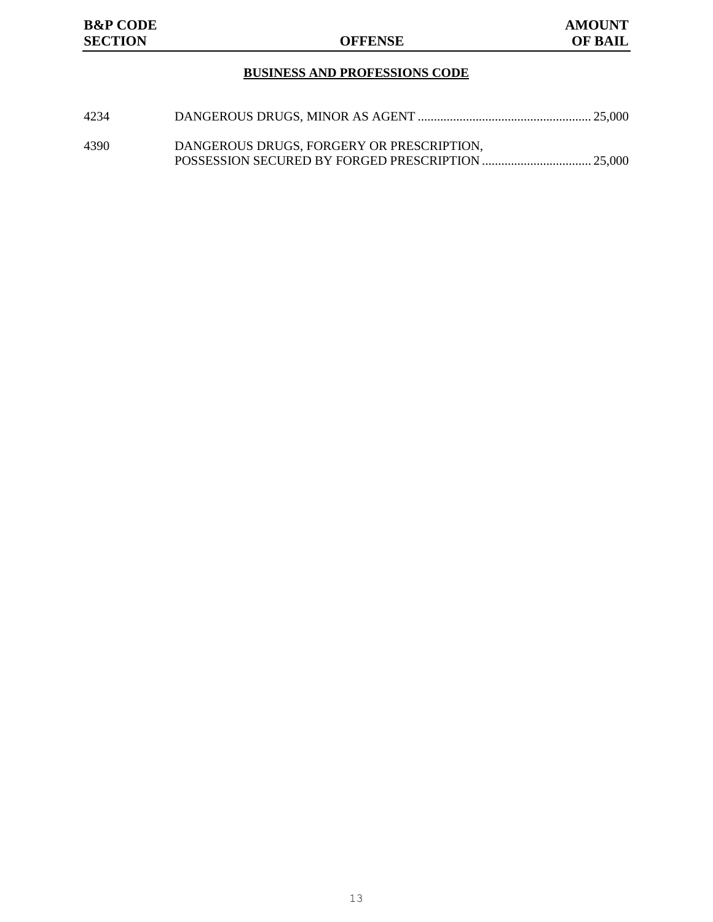| B&P CODE SECTION | OFFENSE | AMOUNT OF BAIL |
|---|---|---|

## BUSINESS AND PROFESSIONS CODE

| B&P CODE SECTION | OFFENSE | AMOUNT OF BAIL |
|---|---|---|
| 4234 | DANGEROUS DRUGS, MINOR AS AGENT | 25,000 |
| 4390 | DANGEROUS DRUGS, FORGERY OR PRESCRIPTION, POSSESSION SECURED BY FORGED PRESCRIPTION | 25,000 |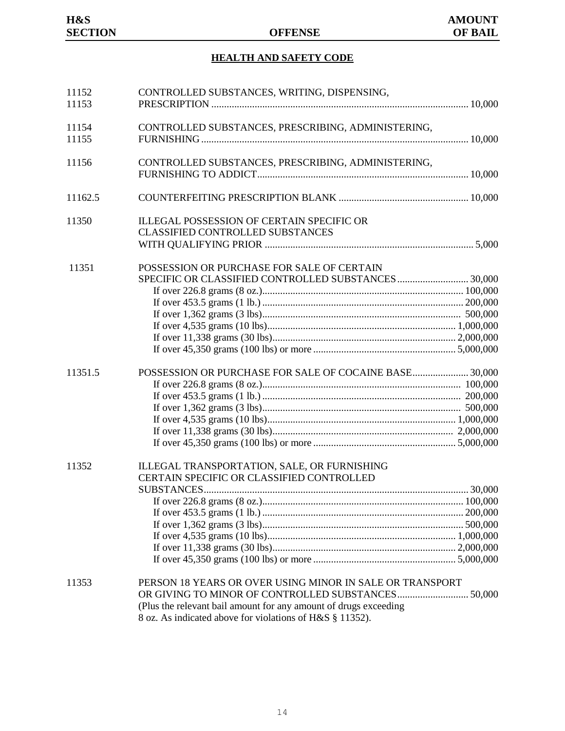| H&S SECTION | OFFENSE | AMOUNT OF BAIL |
|---|---|---|

## HEALTH AND SAFETY CODE

| H&S SECTION | OFFENSE | AMOUNT OF BAIL |
|---|---|---|
| 11152<br>11153 | CONTROLLED SUBSTANCES, WRITING, DISPENSING, PRESCRIPTION | 10,000 |
| 11154<br>11155 | CONTROLLED SUBSTANCES, PRESCRIBING, ADMINISTERING, FURNISHING | 10,000 |
| 11156 | CONTROLLED SUBSTANCES, PRESCRIBING, ADMINISTERING, FURNISHING TO ADDICT | 10,000 |
| 11162.5 | COUNTERFEITING PRESCRIPTION BLANK | 10,000 |
| 11350 | ILLEGAL POSSESSION OF CERTAIN SPECIFIC OR CLASSIFIED CONTROLLED SUBSTANCES WITH QUALIFYING PRIOR | 5,000 |
| 11351 | POSSESSION OR PURCHASE FOR SALE OF CERTAIN SPECIFIC OR CLASSIFIED CONTROLLED SUBSTANCES | 30,000 |
| | If over 226.8 grams (8 oz.) | 100,000 |
| | If over 453.5 grams (1 lb.) | 200,000 |
| | If over 1,362 grams (3 lbs) | 500,000 |
| | If over 4,535 grams (10 lbs) | 1,000,000 |
| | If over 11,338 grams (30 lbs) | 2,000,000 |
| | If over 45,350 grams (100 lbs) or more | 5,000,000 |
| 11351.5 | POSSESSION OR PURCHASE FOR SALE OF COCAINE BASE | 30,000 |
| | If over 226.8 grams (8 oz.) | 100,000 |
| | If over 453.5 grams (1 lb.) | 200,000 |
| | If over 1,362 grams (3 lbs) | 500,000 |
| | If over 4,535 grams (10 lbs) | 1,000,000 |
| | If over 11,338 grams (30 lbs) | 2,000,000 |
| | If over 45,350 grams (100 lbs) or more | 5,000,000 |
| 11352 | ILLEGAL TRANSPORTATION, SALE, OR FURNISHING CERTAIN SPECIFIC OR CLASSIFIED CONTROLLED SUBSTANCES | 30,000 |
| | If over 226.8 grams (8 oz.) | 100,000 |
| | If over 453.5 grams (1 lb.) | 200,000 |
| | If over 1,362 grams (3 lbs) | 500,000 |
| | If over 4,535 grams (10 lbs) | 1,000,000 |
| | If over 11,338 grams (30 lbs) | 2,000,000 |
| | If over 45,350 grams (100 lbs) or more | 5,000,000 |
| 11353 | PERSON 18 YEARS OR OVER USING MINOR IN SALE OR TRANSPORT OR GIVING TO MINOR OF CONTROLLED SUBSTANCES<br>(Plus the relevant bail amount for any amount of drugs exceeding 8 oz. As indicated above for violations of H&S § 11352). | 50,000 |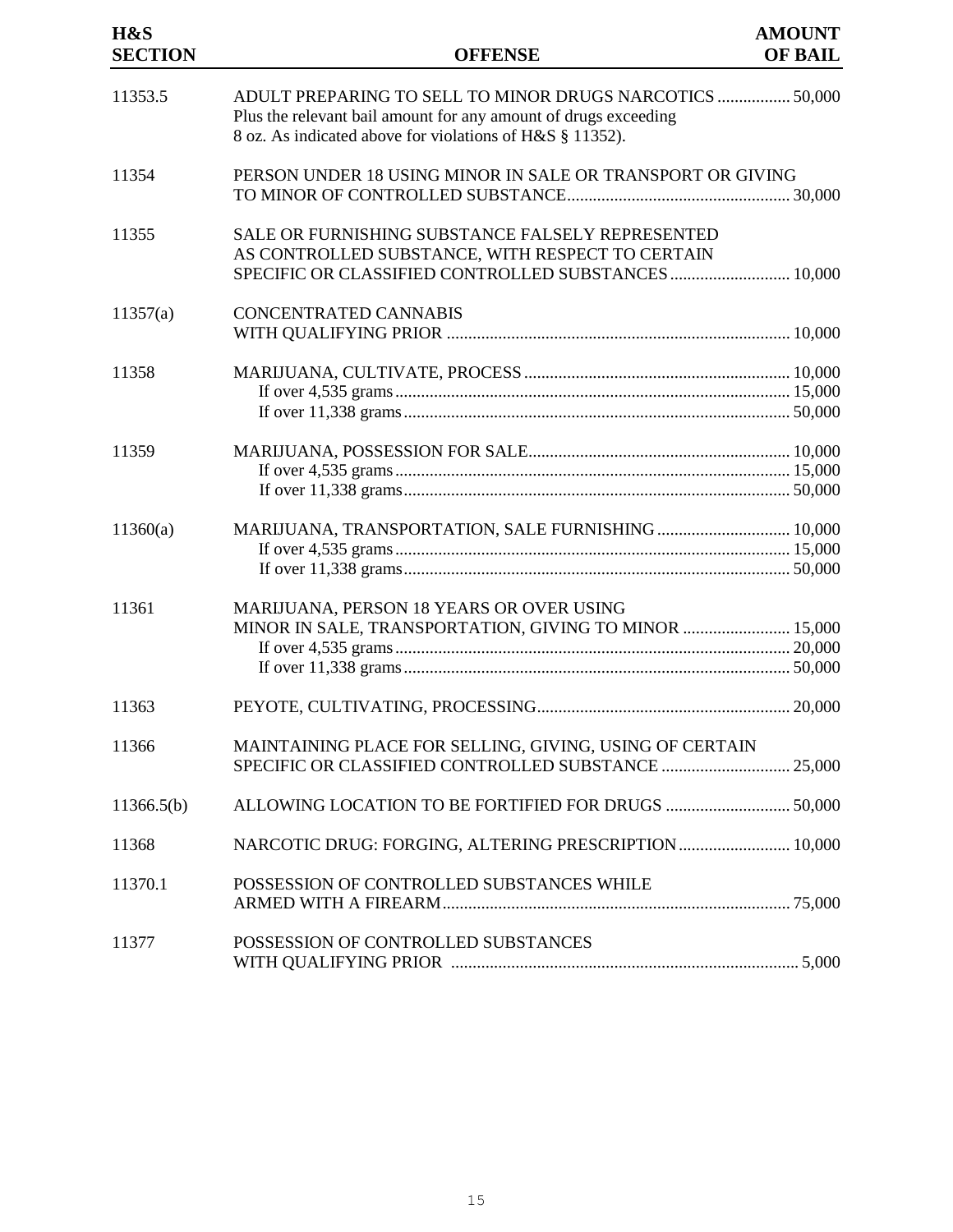| H&S SECTION | OFFENSE | AMOUNT OF BAIL |
|---|---|---|
| 11353.5 | ADULT PREPARING TO SELL TO MINOR DRUGS NARCOTICS | 50,000 |
| | Plus the relevant bail amount for any amount of drugs exceeding 8 oz. As indicated above for violations of H&S § 11352). | |
| 11354 | PERSON UNDER 18 USING MINOR IN SALE OR TRANSPORT OR GIVING TO MINOR OF CONTROLLED SUBSTANCE | 30,000 |
| 11355 | SALE OR FURNISHING SUBSTANCE FALSELY REPRESENTED AS CONTROLLED SUBSTANCE, WITH RESPECT TO CERTAIN SPECIFIC OR CLASSIFIED CONTROLLED SUBSTANCES | 10,000 |
| 11357(a) | CONCENTRATED CANNABIS WITH QUALIFYING PRIOR | 10,000 |
| 11358 | MARIJUANA, CULTIVATE, PROCESS | 10,000 |
| | If over 4,535 grams | 15,000 |
| | If over 11,338 grams | 50,000 |
| 11359 | MARIJUANA, POSSESSION FOR SALE | 10,000 |
| | If over 4,535 grams | 15,000 |
| | If over 11,338 grams | 50,000 |
| 11360(a) | MARIJUANA, TRANSPORTATION, SALE FURNISHING | 10,000 |
| | If over 4,535 grams | 15,000 |
| | If over 11,338 grams | 50,000 |
| 11361 | MARIJUANA, PERSON 18 YEARS OR OVER USING MINOR IN SALE, TRANSPORTATION, GIVING TO MINOR | 15,000 |
| | If over 4,535 grams | 20,000 |
| | If over 11,338 grams | 50,000 |
| 11363 | PEYOTE, CULTIVATING, PROCESSING | 20,000 |
| 11366 | MAINTAINING PLACE FOR SELLING, GIVING, USING OF CERTAIN SPECIFIC OR CLASSIFIED CONTROLLED SUBSTANCE | 25,000 |
| 11366.5(b) | ALLOWING LOCATION TO BE FORTIFIED FOR DRUGS | 50,000 |
| 11368 | NARCOTIC DRUG: FORGING, ALTERING PRESCRIPTION | 10,000 |
| 11370.1 | POSSESSION OF CONTROLLED SUBSTANCES WHILE ARMED WITH A FIREARM | 75,000 |
| 11377 | POSSESSION OF CONTROLLED SUBSTANCES WITH QUALIFYING PRIOR | 5,000 |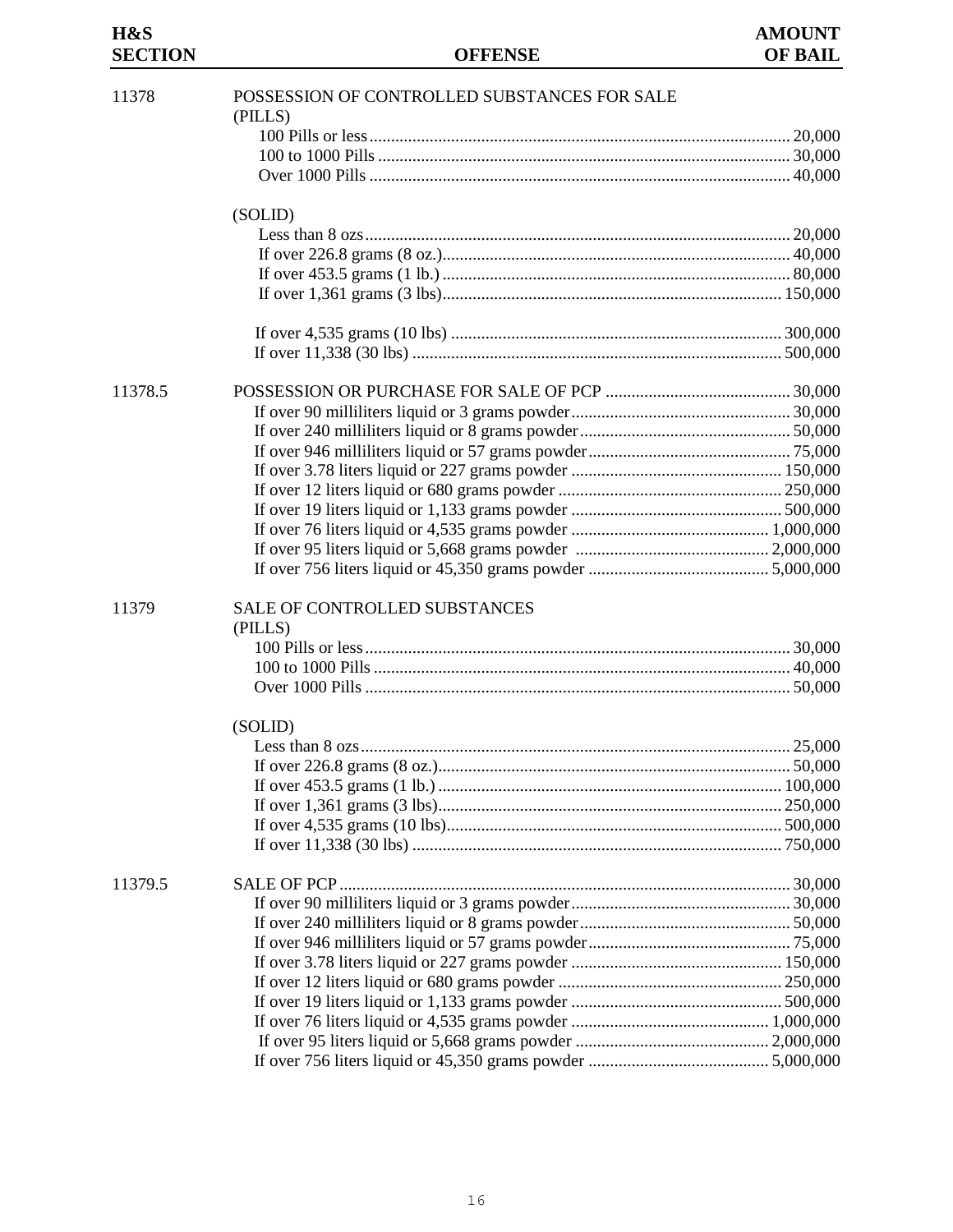| H&S SECTION | OFFENSE | AMOUNT OF BAIL |
|---|---|---|
| 11378 | POSSESSION OF CONTROLLED SUBSTANCES FOR SALE | |
| | (PILLS) | |
| | 100 Pills or less | 20,000 |
| | 100 to 1000 Pills | 30,000 |
| | Over 1000 Pills | 40,000 |
| | (SOLID) | |
| | Less than 8 ozs | 20,000 |
| | If over 226.8 grams (8 oz.) | 40,000 |
| | If over 453.5 grams (1 lb.) | 80,000 |
| | If over 1,361 grams (3 lbs) | 150,000 |
| | If over 4,535 grams (10 lbs) | 300,000 |
| | If over 11,338 (30 lbs) | 500,000 |
| 11378.5 | POSSESSION OR PURCHASE FOR SALE OF PCP | 30,000 |
| | If over 90 milliliters liquid or 3 grams powder | 30,000 |
| | If over 240 milliliters liquid or 8 grams powder | 50,000 |
| | If over 946 milliliters liquid or 57 grams powder | 75,000 |
| | If over 3.78 liters liquid or 227 grams powder | 150,000 |
| | If over 12 liters liquid or 680 grams powder | 250,000 |
| | If over 19 liters liquid or 1,133 grams powder | 500,000 |
| | If over 76 liters liquid or 4,535 grams powder | 1,000,000 |
| | If over 95 liters liquid or 5,668 grams powder | 2,000,000 |
| | If over 756 liters liquid or 45,350 grams powder | 5,000,000 |
| 11379 | SALE OF CONTROLLED SUBSTANCES | |
| | (PILLS) | |
| | 100 Pills or less | 30,000 |
| | 100 to 1000 Pills | 40,000 |
| | Over 1000 Pills | 50,000 |
| | (SOLID) | |
| | Less than 8 ozs | 25,000 |
| | If over 226.8 grams (8 oz.) | 50,000 |
| | If over 453.5 grams (1 lb.) | 100,000 |
| | If over 1,361 grams (3 lbs) | 250,000 |
| | If over 4,535 grams (10 lbs) | 500,000 |
| | If over 11,338 (30 lbs) | 750,000 |
| 11379.5 | SALE OF PCP | 30,000 |
| | If over 90 milliliters liquid or 3 grams powder | 30,000 |
| | If over 240 milliliters liquid or 8 grams powder | 50,000 |
| | If over 946 milliliters liquid or 57 grams powder | 75,000 |
| | If over 3.78 liters liquid or 227 grams powder | 150,000 |
| | If over 12 liters liquid or 680 grams powder | 250,000 |
| | If over 19 liters liquid or 1,133 grams powder | 500,000 |
| | If over 76 liters liquid or 4,535 grams powder | 1,000,000 |
| | If over 95 liters liquid or 5,668 grams powder | 2,000,000 |
| | If over 756 liters liquid or 45,350 grams powder | 5,000,000 |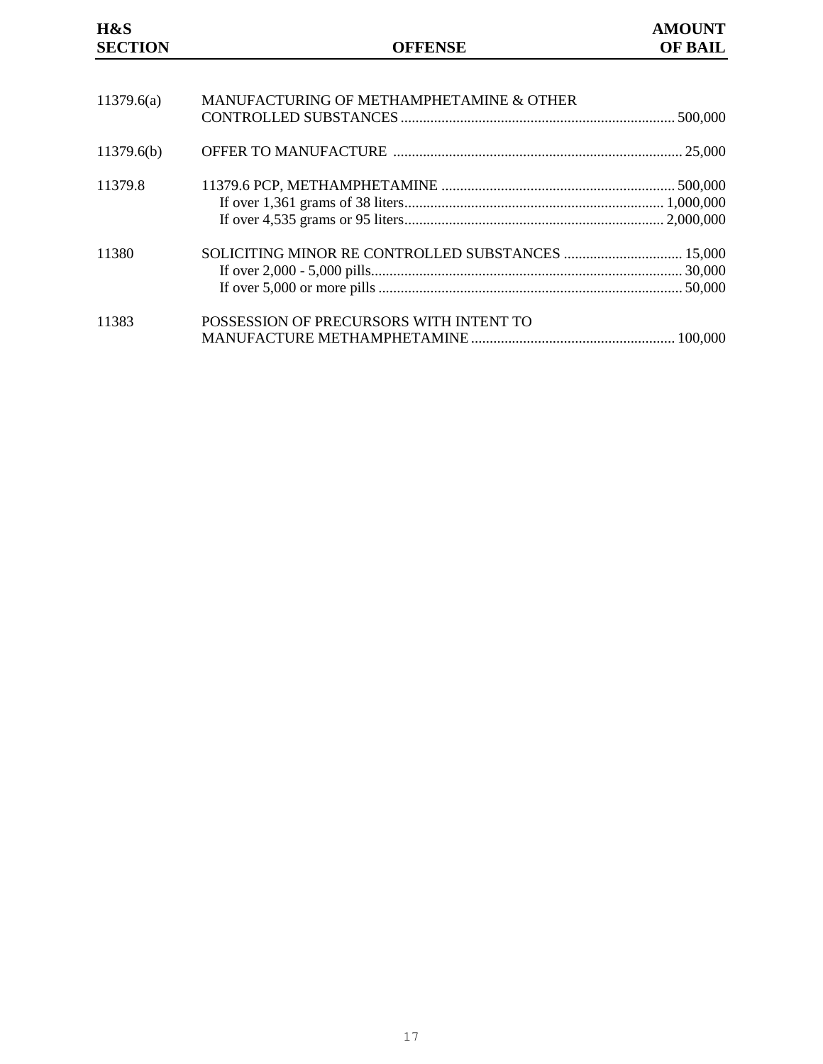| H&S SECTION | OFFENSE | AMOUNT OF BAIL |
|---|---|---|
| 11379.6(a) | MANUFACTURING OF METHAMPHETAMINE & OTHER CONTROLLED SUBSTANCES | 500,000 |
| 11379.6(b) | OFFER TO MANUFACTURE | 25,000 |
| 11379.8 | 11379.6 PCP, METHAMPHETAMINE | 500,000 |
| | If over 1,361 grams of 38 liters | 1,000,000 |
| | If over 4,535 grams or 95 liters | 2,000,000 |
| 11380 | SOLICITING MINOR RE CONTROLLED SUBSTANCES | 15,000 |
| | If over 2,000 - 5,000 pills | 30,000 |
| | If over 5,000 or more pills | 50,000 |
| 11383 | POSSESSION OF PRECURSORS WITH INTENT TO MANUFACTURE METHAMPHETAMINE | 100,000 |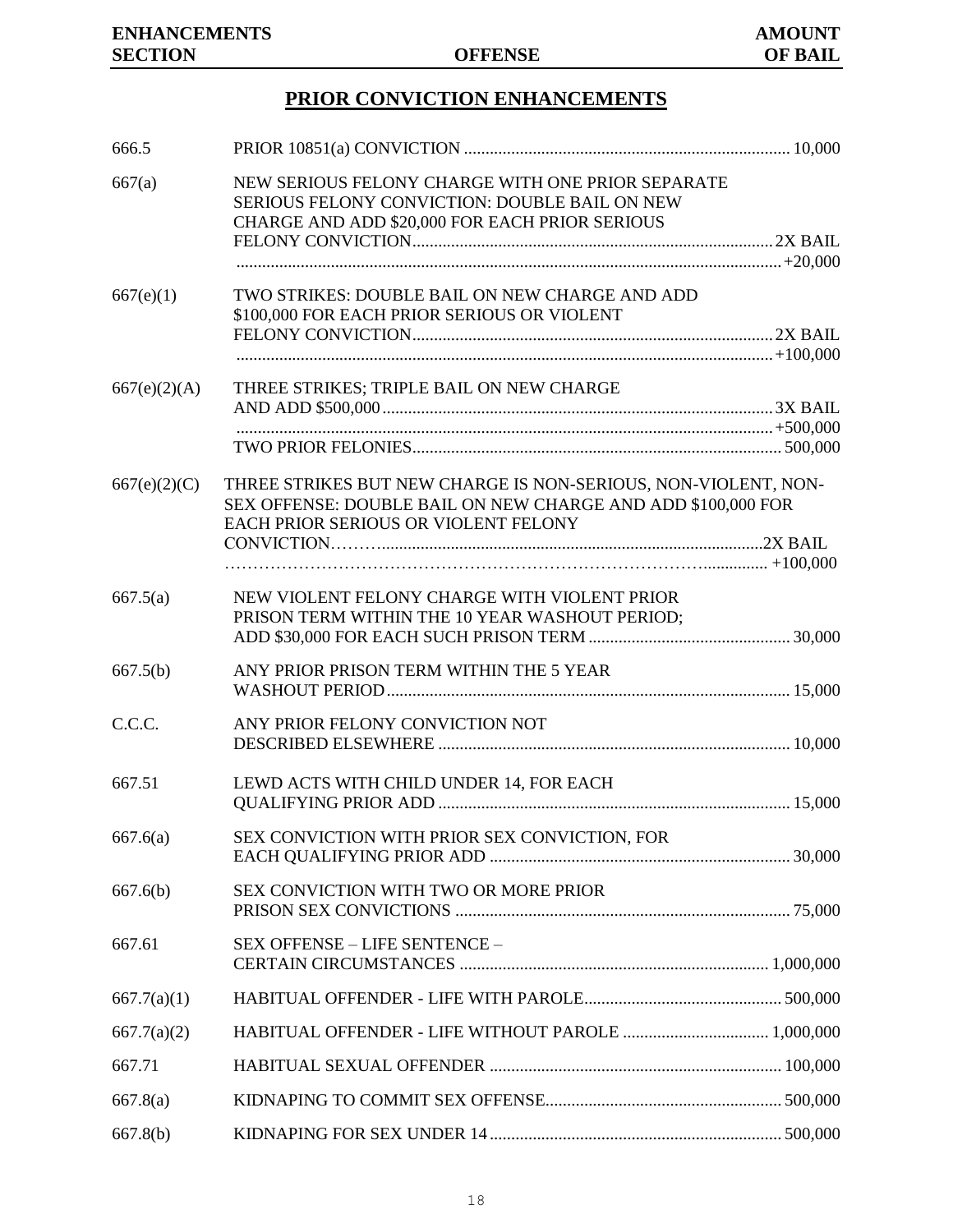| ENHANCEMENTS SECTION | OFFENSE | AMOUNT OF BAIL |
|---|---|---|

## PRIOR CONVICTION ENHANCEMENTS

| ENHANCEMENTS SECTION | OFFENSE | AMOUNT OF BAIL |
|---|---|---|
| 666.5 | PRIOR 10851(a) CONVICTION | 10,000 |
| 667(a) | NEW SERIOUS FELONY CHARGE WITH ONE PRIOR SEPARATE SERIOUS FELONY CONVICTION: DOUBLE BAIL ON NEW CHARGE AND ADD $20,000 FOR EACH PRIOR SERIOUS FELONY CONVICTION | 2X BAIL +20,000 |
| 667(e)(1) | TWO STRIKES: DOUBLE BAIL ON NEW CHARGE AND ADD $100,000 FOR EACH PRIOR SERIOUS OR VIOLENT FELONY CONVICTION | 2X BAIL +100,000 |
| 667(e)(2)(A) | THREE STRIKES; TRIPLE BAIL ON NEW CHARGE AND ADD $500,000 | 3X BAIL +500,000 |
| | TWO PRIOR FELONIES | 500,000 |
| 667(e)(2)(C) | THREE STRIKES BUT NEW CHARGE IS NON-SERIOUS, NON-VIOLENT, NON-SEX OFFENSE: DOUBLE BAIL ON NEW CHARGE AND ADD $100,000 FOR EACH PRIOR SERIOUS OR VIOLENT FELONY CONVICTION | 2X BAIL +100,000 |
| 667.5(a) | NEW VIOLENT FELONY CHARGE WITH VIOLENT PRIOR PRISON TERM WITHIN THE 10 YEAR WASHOUT PERIOD; ADD $30,000 FOR EACH SUCH PRISON TERM | 30,000 |
| 667.5(b) | ANY PRIOR PRISON TERM WITHIN THE 5 YEAR WASHOUT PERIOD | 15,000 |
| C.C.C. | ANY PRIOR FELONY CONVICTION NOT DESCRIBED ELSEWHERE | 10,000 |
| 667.51 | LEWD ACTS WITH CHILD UNDER 14, FOR EACH QUALIFYING PRIOR ADD | 15,000 |
| 667.6(a) | SEX CONVICTION WITH PRIOR SEX CONVICTION, FOR EACH QUALIFYING PRIOR ADD | 30,000 |
| 667.6(b) | SEX CONVICTION WITH TWO OR MORE PRIOR PRISON SEX CONVICTIONS | 75,000 |
| 667.61 | SEX OFFENSE – LIFE SENTENCE – CERTAIN CIRCUMSTANCES | 1,000,000 |
| 667.7(a)(1) | HABITUAL OFFENDER - LIFE WITH PAROLE | 500,000 |
| 667.7(a)(2) | HABITUAL OFFENDER - LIFE WITHOUT PAROLE | 1,000,000 |
| 667.71 | HABITUAL SEXUAL OFFENDER | 100,000 |
| 667.8(a) | KIDNAPING TO COMMIT SEX OFFENSE | 500,000 |
| 667.8(b) | KIDNAPING FOR SEX UNDER 14 | 500,000 |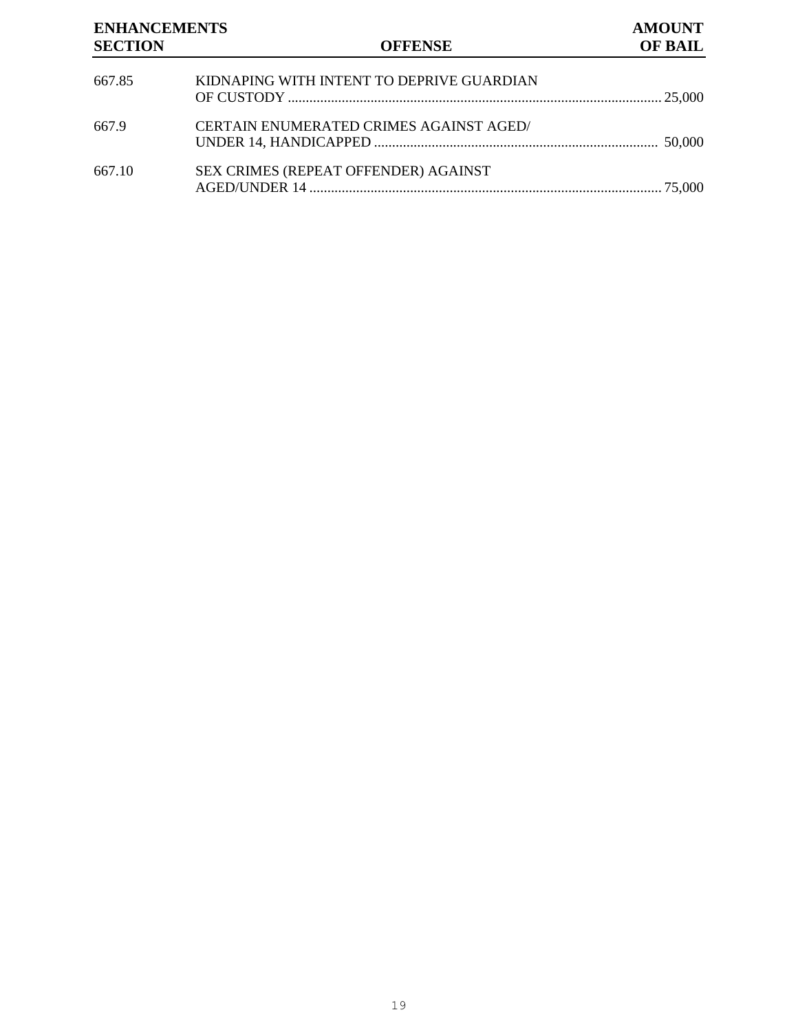| ENHANCEMENTS SECTION | OFFENSE | AMOUNT OF BAIL |
| --- | --- | --- |
| 667.85 | KIDNAPING WITH INTENT TO DEPRIVE GUARDIAN OF CUSTODY | 25,000 |
| 667.9 | CERTAIN ENUMERATED CRIMES AGAINST AGED/ UNDER 14, HANDICAPPED | 50,000 |
| 667.10 | SEX CRIMES (REPEAT OFFENDER) AGAINST AGED/UNDER 14 | 75,000 |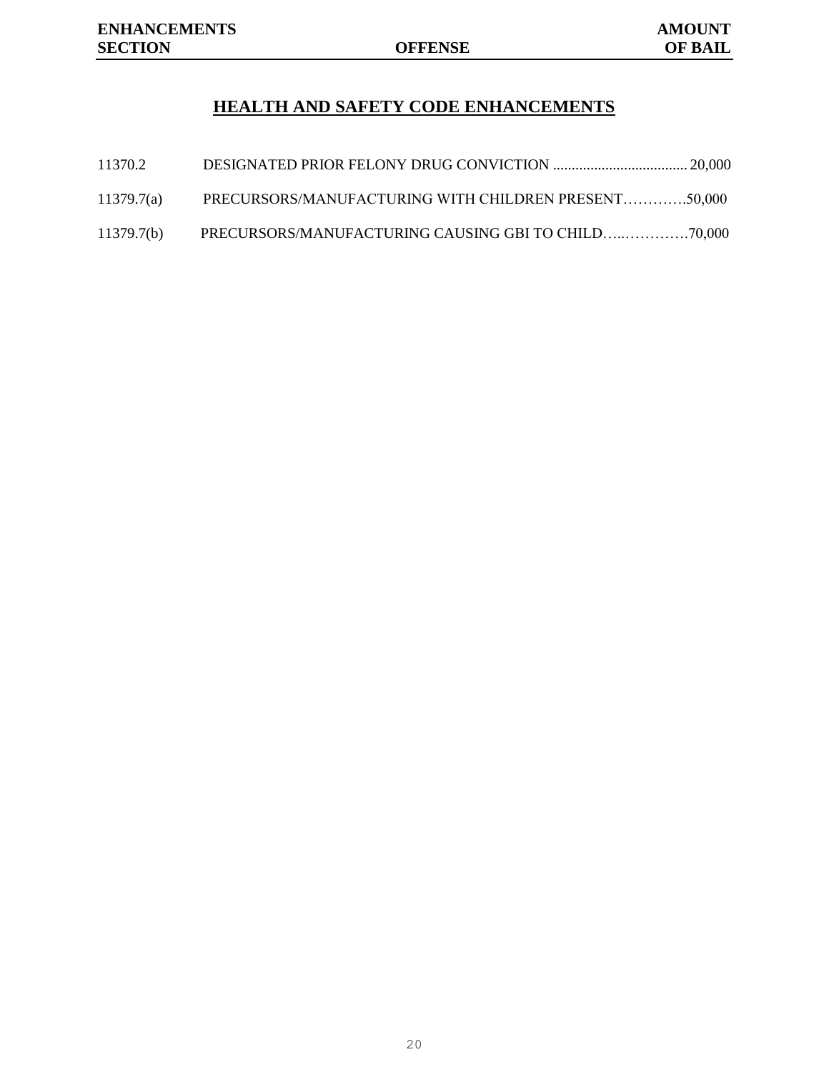| ENHANCEMENTS SECTION | OFFENSE | AMOUNT OF BAIL |
|---|---|---|

## HEALTH AND SAFETY CODE ENHANCEMENTS

| ENHANCEMENTS SECTION | OFFENSE | AMOUNT OF BAIL |
|---|---|---|
| 11370.2 | DESIGNATED PRIOR FELONY DRUG CONVICTION | 20,000 |
| 11379.7(a) | PRECURSORS/MANUFACTURING WITH CHILDREN PRESENT | 50,000 |
| 11379.7(b) | PRECURSORS/MANUFACTURING CAUSING GBI TO CHILD | 70,000 |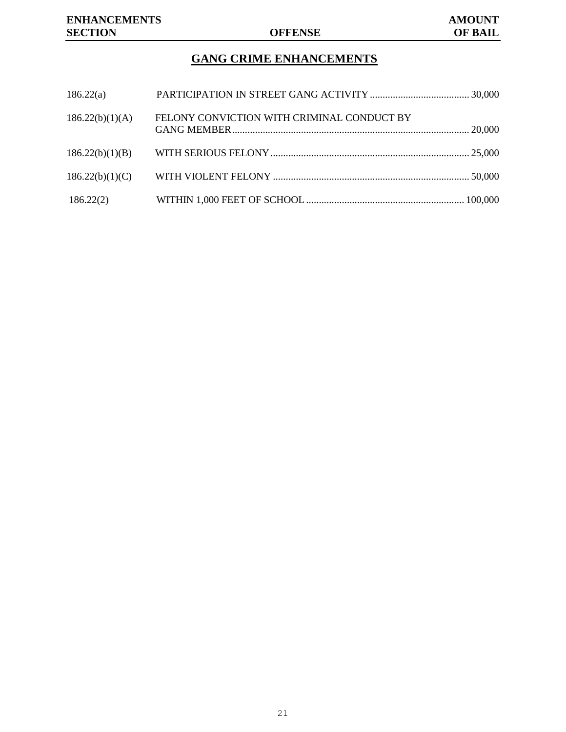| ENHANCEMENTS SECTION | OFFENSE | AMOUNT OF BAIL |
|---|---|---|

## GANG CRIME ENHANCEMENTS

| | | |
|---|---|---|
| 186.22(a) | PARTICIPATION IN STREET GANG ACTIVITY | 30,000 |
| 186.22(b)(1)(A) | FELONY CONVICTION WITH CRIMINAL CONDUCT BY GANG MEMBER | 20,000 |
| 186.22(b)(1)(B) | WITH SERIOUS FELONY | 25,000 |
| 186.22(b)(1)(C) | WITH VIOLENT FELONY | 50,000 |
| 186.22(2) | WITHIN 1,000 FEET OF SCHOOL | 100,000 |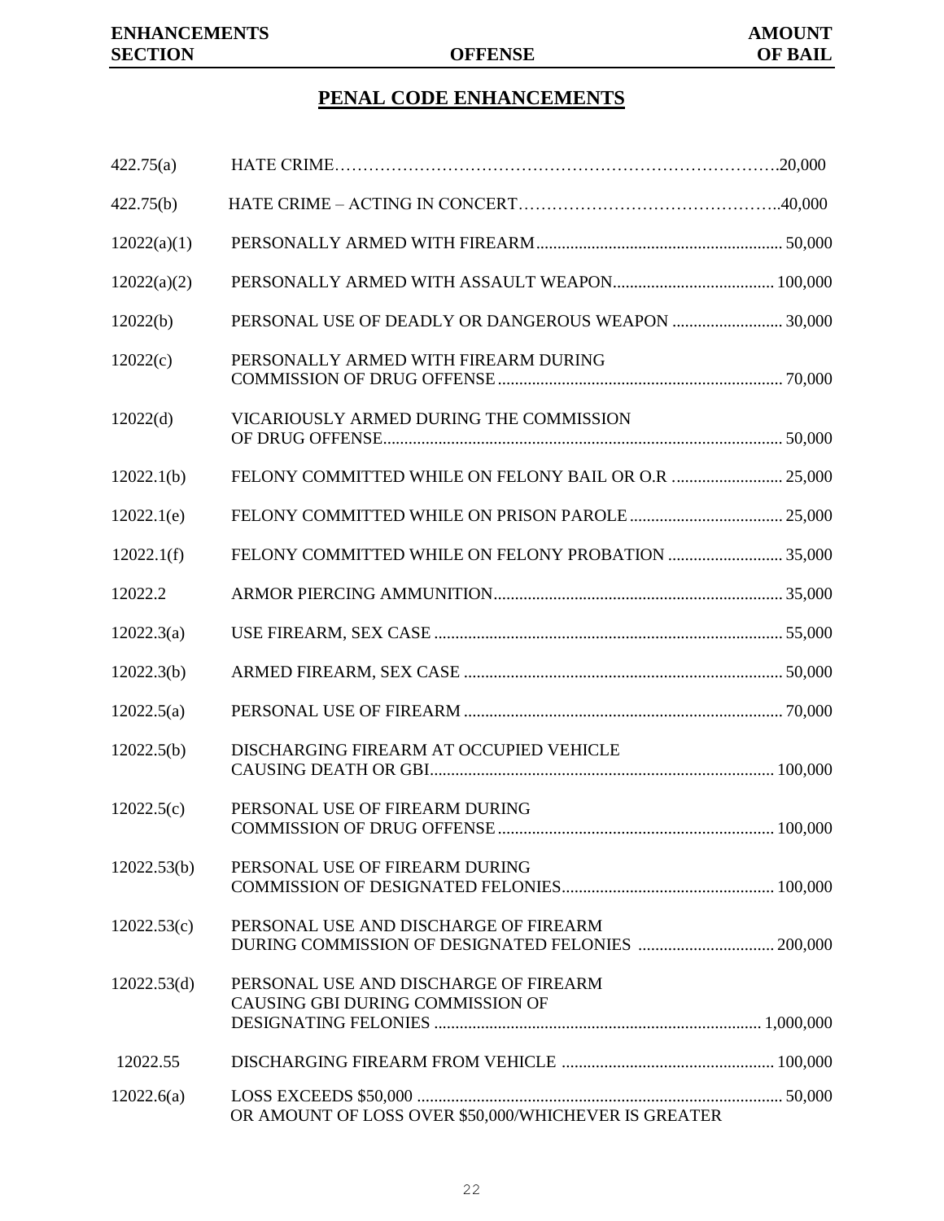## PENAL CODE ENHANCEMENTS

| ENHANCEMENTS SECTION | OFFENSE | AMOUNT OF BAIL |
|---|---|---|
| 422.75(a) | HATE CRIME | 20,000 |
| 422.75(b) | HATE CRIME – ACTING IN CONCERT | 40,000 |
| 12022(a)(1) | PERSONALLY ARMED WITH FIREARM | 50,000 |
| 12022(a)(2) | PERSONALLY ARMED WITH ASSAULT WEAPON | 100,000 |
| 12022(b) | PERSONAL USE OF DEADLY OR DANGEROUS WEAPON | 30,000 |
| 12022(c) | PERSONALLY ARMED WITH FIREARM DURING COMMISSION OF DRUG OFFENSE | 70,000 |
| 12022(d) | VICARIOUSLY ARMED DURING THE COMMISSION OF DRUG OFFENSE | 50,000 |
| 12022.1(b) | FELONY COMMITTED WHILE ON FELONY BAIL OR O.R | 25,000 |
| 12022.1(e) | FELONY COMMITTED WHILE ON PRISON PAROLE | 25,000 |
| 12022.1(f) | FELONY COMMITTED WHILE ON FELONY PROBATION | 35,000 |
| 12022.2 | ARMOR PIERCING AMMUNITION | 35,000 |
| 12022.3(a) | USE FIREARM, SEX CASE | 55,000 |
| 12022.3(b) | ARMED FIREARM, SEX CASE | 50,000 |
| 12022.5(a) | PERSONAL USE OF FIREARM | 70,000 |
| 12022.5(b) | DISCHARGING FIREARM AT OCCUPIED VEHICLE CAUSING DEATH OR GBI | 100,000 |
| 12022.5(c) | PERSONAL USE OF FIREARM DURING COMMISSION OF DRUG OFFENSE | 100,000 |
| 12022.53(b) | PERSONAL USE OF FIREARM DURING COMMISSION OF DESIGNATED FELONIES | 100,000 |
| 12022.53(c) | PERSONAL USE AND DISCHARGE OF FIREARM DURING COMMISSION OF DESIGNATED FELONIES | 200,000 |
| 12022.53(d) | PERSONAL USE AND DISCHARGE OF FIREARM CAUSING GBI DURING COMMISSION OF DESIGNATING FELONIES | 1,000,000 |
| 12022.55 | DISCHARGING FIREARM FROM VEHICLE | 100,000 |
| 12022.6(a) | LOSS EXCEEDS $50,000 OR AMOUNT OF LOSS OVER $50,000/WHICHEVER IS GREATER | 50,000 |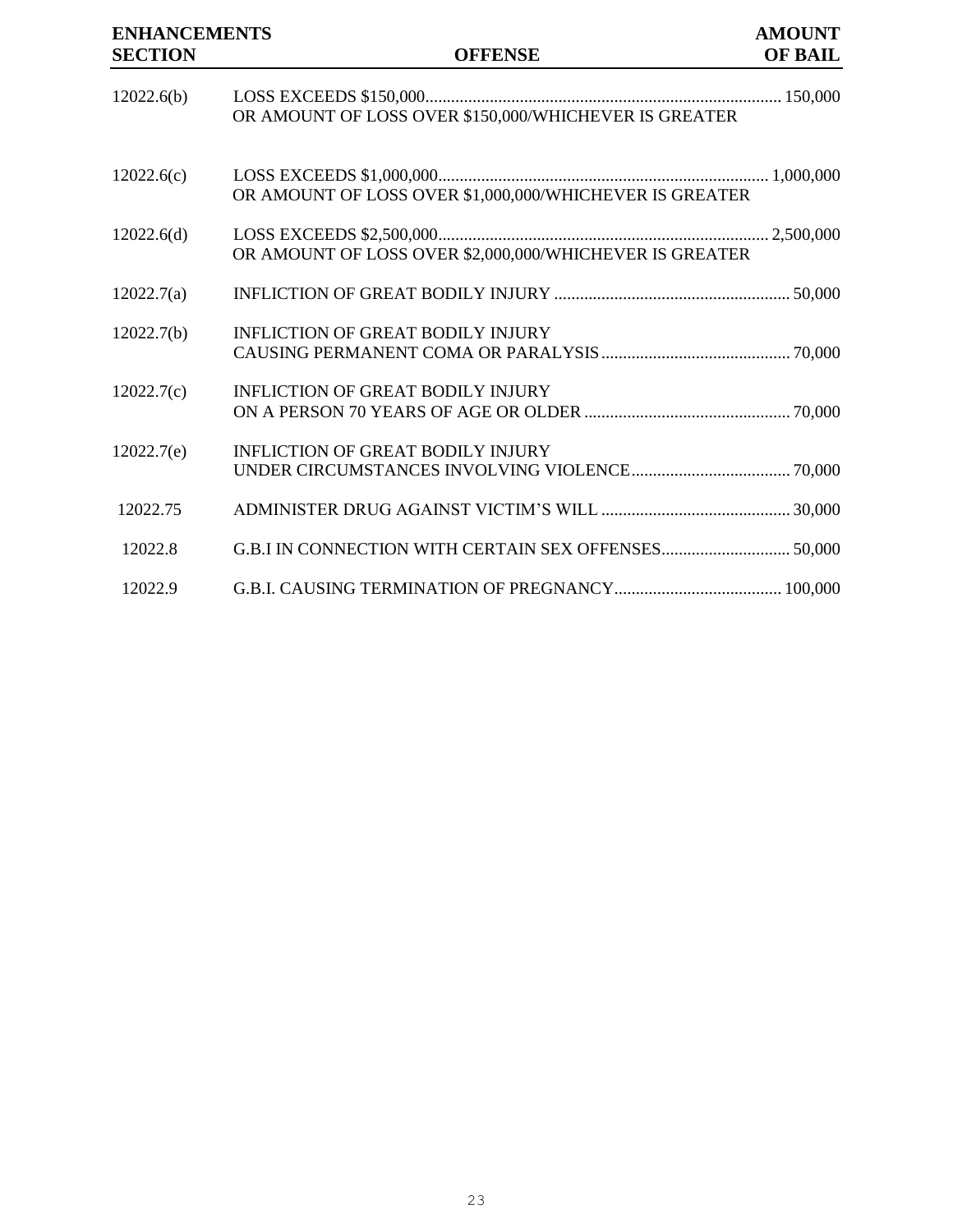| ENHANCEMENTS SECTION | OFFENSE | AMOUNT OF BAIL |
|---|---|---|
| 12022.6(b) | LOSS EXCEEDS $150,000 OR AMOUNT OF LOSS OVER $150,000/WHICHEVER IS GREATER | 150,000 |
| 12022.6(c) | LOSS EXCEEDS $1,000,000 OR AMOUNT OF LOSS OVER $1,000,000/WHICHEVER IS GREATER | 1,000,000 |
| 12022.6(d) | LOSS EXCEEDS $2,500,000 OR AMOUNT OF LOSS OVER $2,000,000/WHICHEVER IS GREATER | 2,500,000 |
| 12022.7(a) | INFLICTION OF GREAT BODILY INJURY | 50,000 |
| 12022.7(b) | INFLICTION OF GREAT BODILY INJURY CAUSING PERMANENT COMA OR PARALYSIS | 70,000 |
| 12022.7(c) | INFLICTION OF GREAT BODILY INJURY ON A PERSON 70 YEARS OF AGE OR OLDER | 70,000 |
| 12022.7(e) | INFLICTION OF GREAT BODILY INJURY UNDER CIRCUMSTANCES INVOLVING VIOLENCE | 70,000 |
| 12022.75 | ADMINISTER DRUG AGAINST VICTIM'S WILL | 30,000 |
| 12022.8 | G.B.I IN CONNECTION WITH CERTAIN SEX OFFENSES | 50,000 |
| 12022.9 | G.B.I. CAUSING TERMINATION OF PREGNANCY | 100,000 |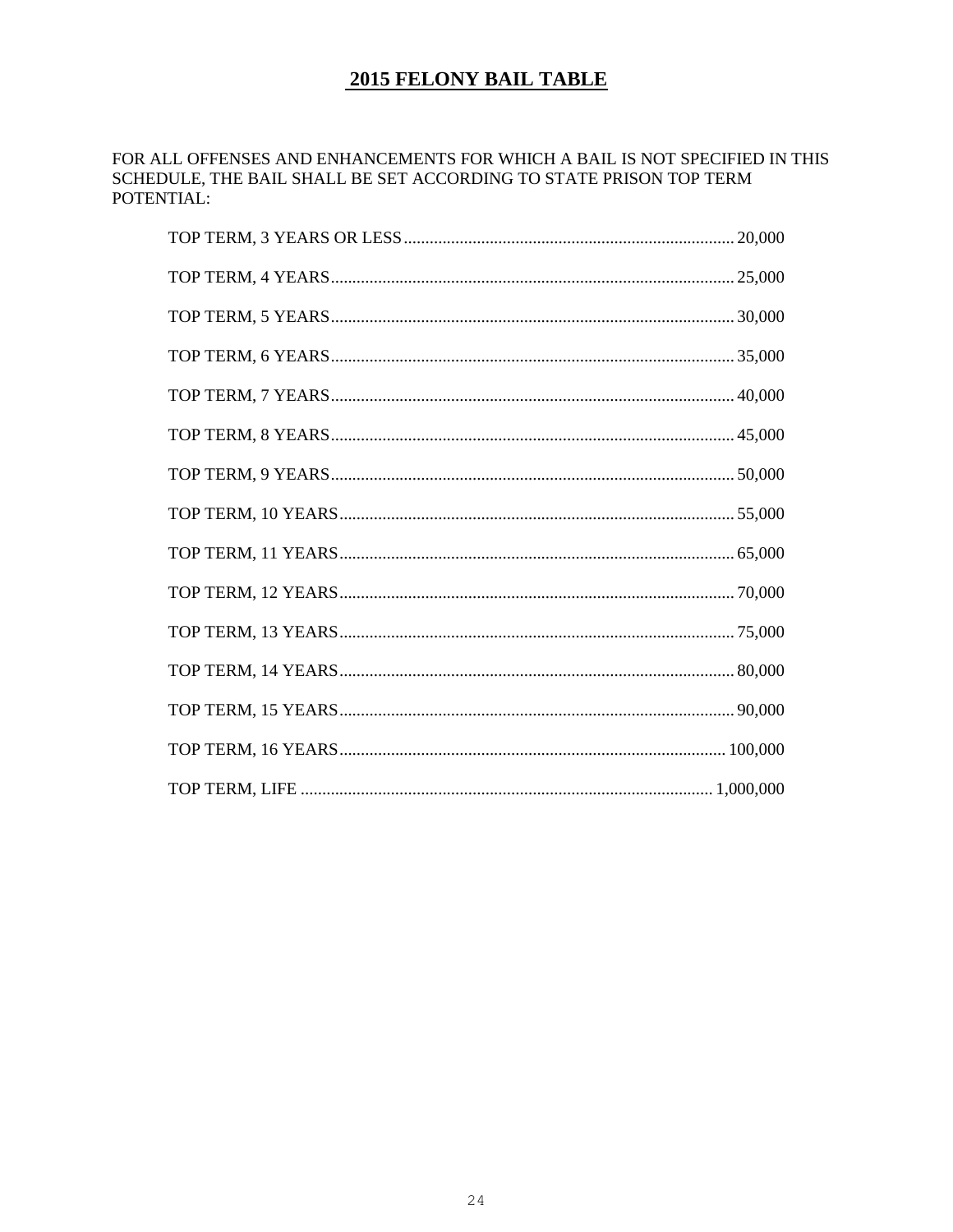# 2015 FELONY BAIL TABLE

FOR ALL OFFENSES AND ENHANCEMENTS FOR WHICH A BAIL IS NOT SPECIFIED IN THIS SCHEDULE, THE BAIL SHALL BE SET ACCORDING TO STATE PRISON TOP TERM POTENTIAL:

| | |
|---|---|
| TOP TERM, 3 YEARS OR LESS | 20,000 |
| TOP TERM, 4 YEARS | 25,000 |
| TOP TERM, 5 YEARS | 30,000 |
| TOP TERM, 6 YEARS | 35,000 |
| TOP TERM, 7 YEARS | 40,000 |
| TOP TERM, 8 YEARS | 45,000 |
| TOP TERM, 9 YEARS | 50,000 |
| TOP TERM, 10 YEARS | 55,000 |
| TOP TERM, 11 YEARS | 65,000 |
| TOP TERM, 12 YEARS | 70,000 |
| TOP TERM, 13 YEARS | 75,000 |
| TOP TERM, 14 YEARS | 80,000 |
| TOP TERM, 15 YEARS | 90,000 |
| TOP TERM, 16 YEARS | 100,000 |
| TOP TERM, LIFE | 1,000,000 |